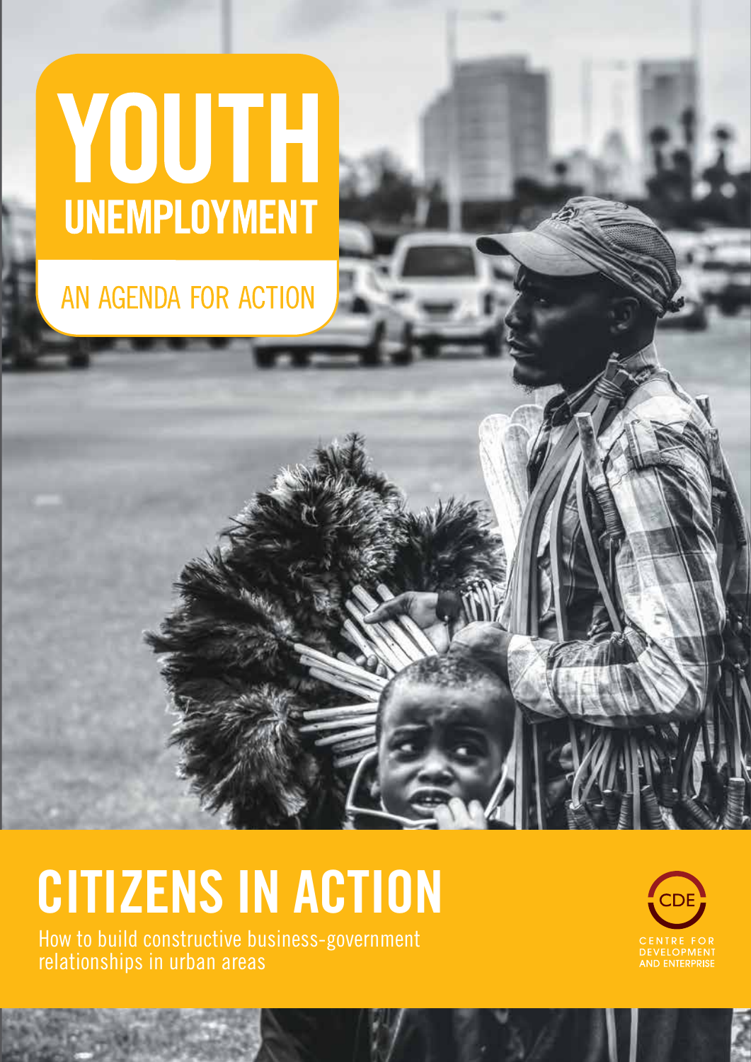# YOUTH UNEMPLOYMENT

## AN AGENDA FOR ACTION

# CITIZENS IN ACTION

How to build constructive business-government relationships in urban areas

CDE

CENTRE FOR DEVELOPMENT AND ENTERPRISE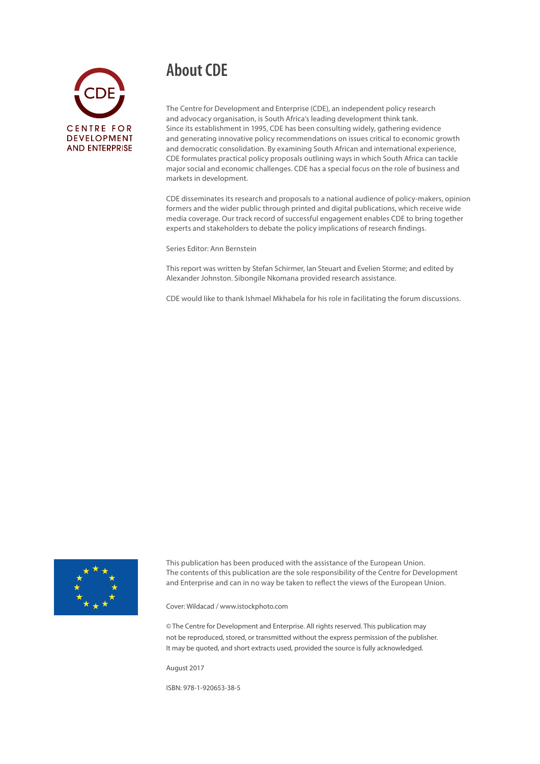# About CDE

The Centre for Development and Enterprise (CDE), an independent policy research and advocacy organisation, is South Africa's leading development think tank. Since its establishment in 1995, CDE has been consulting widely, gathering evidence and generating innovative policy recommendations on issues critical to economic growth and democratic consolidation. By examining South African and international experience, CDE formulates practical policy proposals outlining ways in which South Africa can tackle major social and economic challenges. CDE has a special focus on the role of business and markets in development.

CDE disseminates its research and proposals to a national audience of policy-makers, opinion formers and the wider public through printed and digital publications, which receive wide media coverage. Our track record of successful engagement enables CDE to bring together experts and stakeholders to debate the policy implications of research findings.

Series Editor: Ann Bernstein

This report was written by Stefan Schirmer, Ian Steuart and Evelien Storme; and edited by Alexander Johnston. Sibongile Nkomana provided research assistance.

CDE would like to thank Ishmael Mkhabela for his role in facilitating the forum discussions.

This publication has been produced with the assistance of the European Union. The contents of this publication are the sole responsibility of the Centre for Development and Enterprise and can in no way be taken to reflect the views of the European Union.

Cover: Wildacad / www.istockphoto.com

© The Centre for Development and Enterprise. All rights reserved. This publication may not be reproduced, stored, or transmitted without the express permission of the publisher. It may be quoted, and short extracts used, provided the source is fully acknowledged.

August 2017

ISBN: 978-1-920653-38-5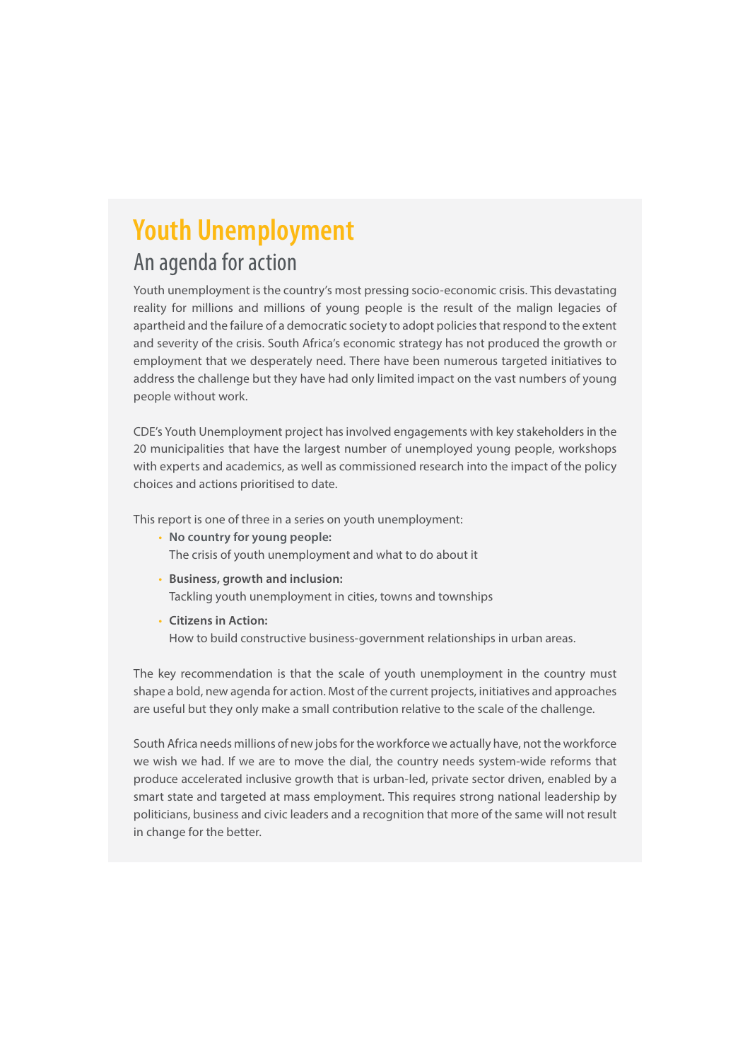# Youth Unemployment

## An agenda for action

Youth unemployment is the country's most pressing socio-economic crisis. This devastating reality for millions and millions of young people is the result of the malign legacies of apartheid and the failure of a democratic society to adopt policies that respond to the extent and severity of the crisis. South Africa's economic strategy has not produced the growth or employment that we desperately need. There have been numerous targeted initiatives to address the challenge but they have had only limited impact on the vast numbers of young people without work.

CDE's Youth Unemployment project has involved engagements with key stakeholders in the 20 municipalities that have the largest number of unemployed young people, workshops with experts and academics, as well as commissioned research into the impact of the policy choices and actions prioritised to date.

This report is one of three in a series on youth unemployment:

- **No country for young people:**
  The crisis of youth unemployment and what to do about it
- **Business, growth and inclusion:**
  Tackling youth unemployment in cities, towns and townships
- **Citizens in Action:**
  How to build constructive business-government relationships in urban areas.

The key recommendation is that the scale of youth unemployment in the country must shape a bold, new agenda for action. Most of the current projects, initiatives and approaches are useful but they only make a small contribution relative to the scale of the challenge.

South Africa needs millions of new jobs for the workforce we actually have, not the workforce we wish we had. If we are to move the dial, the country needs system-wide reforms that produce accelerated inclusive growth that is urban-led, private sector driven, enabled by a smart state and targeted at mass employment. This requires strong national leadership by politicians, business and civic leaders and a recognition that more of the same will not result in change for the better.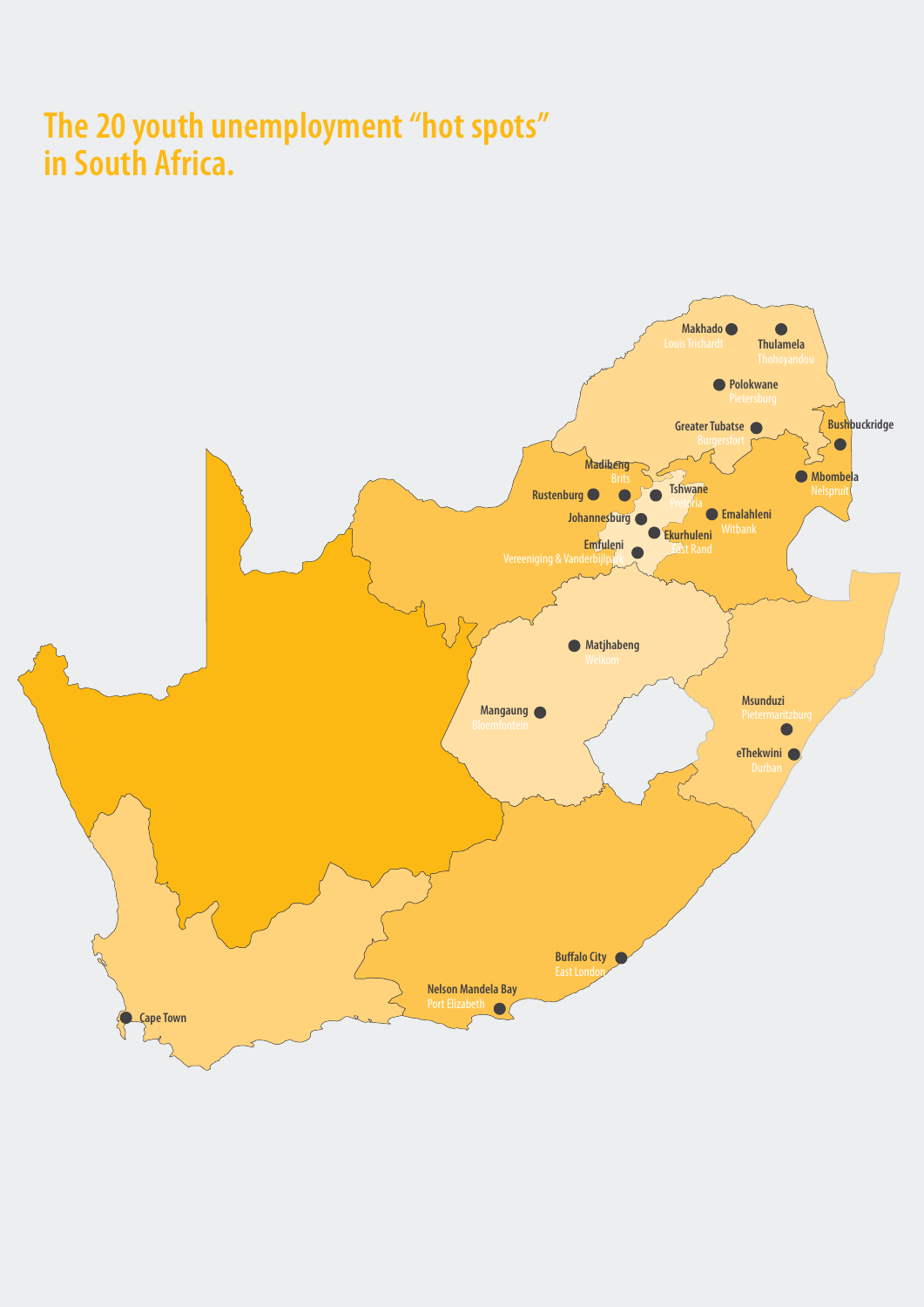# The 20 youth unemployment "hot spots" in South Africa.

Makhado
Louis Trichardt

Thulamela
Thohoyandou

Polokwane
Pietersburg

Greater Tubatse
Burgersfort

Bushbuckridge

Madibeng
Brits

Mbombela
Nelspruit

Rustenburg

Tshwane
Pretoria

Emalahleni
Witbank

Johannesburg

Ekurhuleni
East Rand

Emfuleni
Vereeniging & Vanderbijlpark

Matjhabeng
Welkom

Mangaung
Bloemfontein

Msunduzi
Pietermaritzburg

eThekwini
Durban

Buffalo City
East London

Nelson Mandela Bay
Port Elizabeth

Cape Town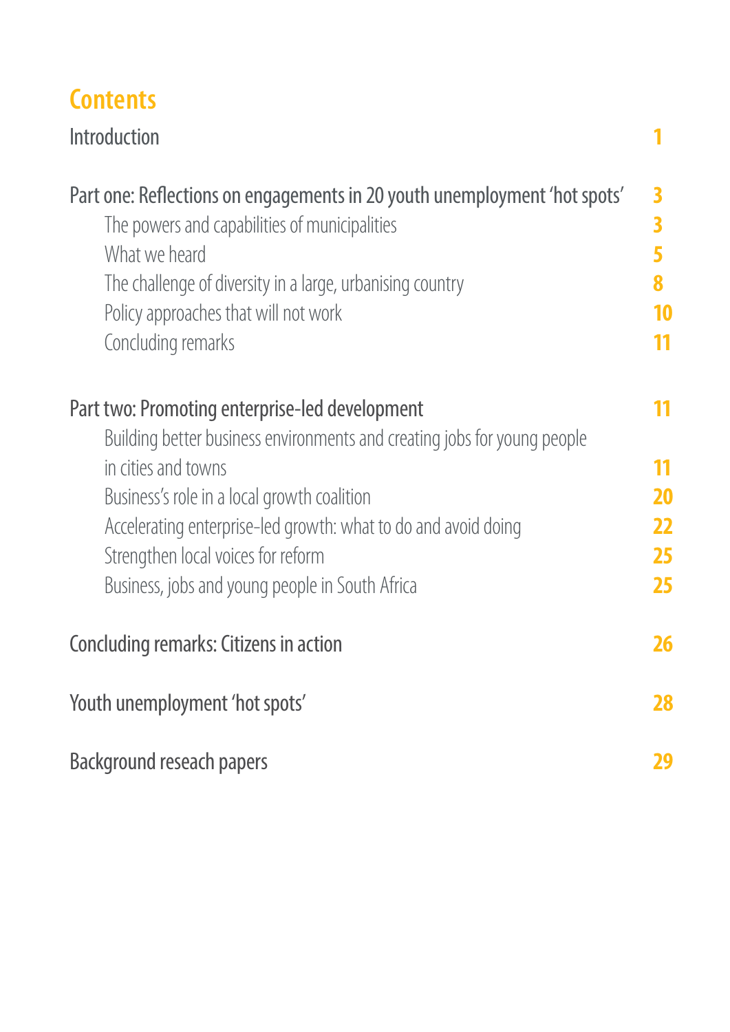# Contents

| | |
|---|---|
| Introduction | 1 |
| Part one: Reflections on engagements in 20 youth unemployment 'hot spots' | 3 |
| The powers and capabilities of municipalities | 3 |
| What we heard | 5 |
| The challenge of diversity in a large, urbanising country | 8 |
| Policy approaches that will not work | 10 |
| Concluding remarks | 11 |
| Part two: Promoting enterprise-led development | 11 |
| Building better business environments and creating jobs for young people in cities and towns | 11 |
| Business's role in a local growth coalition | 20 |
| Accelerating enterprise-led growth: what to do and avoid doing | 22 |
| Strengthen local voices for reform | 25 |
| Business, jobs and young people in South Africa | 25 |
| Concluding remarks: Citizens in action | 26 |
| Youth unemployment 'hot spots' | 28 |
| Background reseach papers | 29 |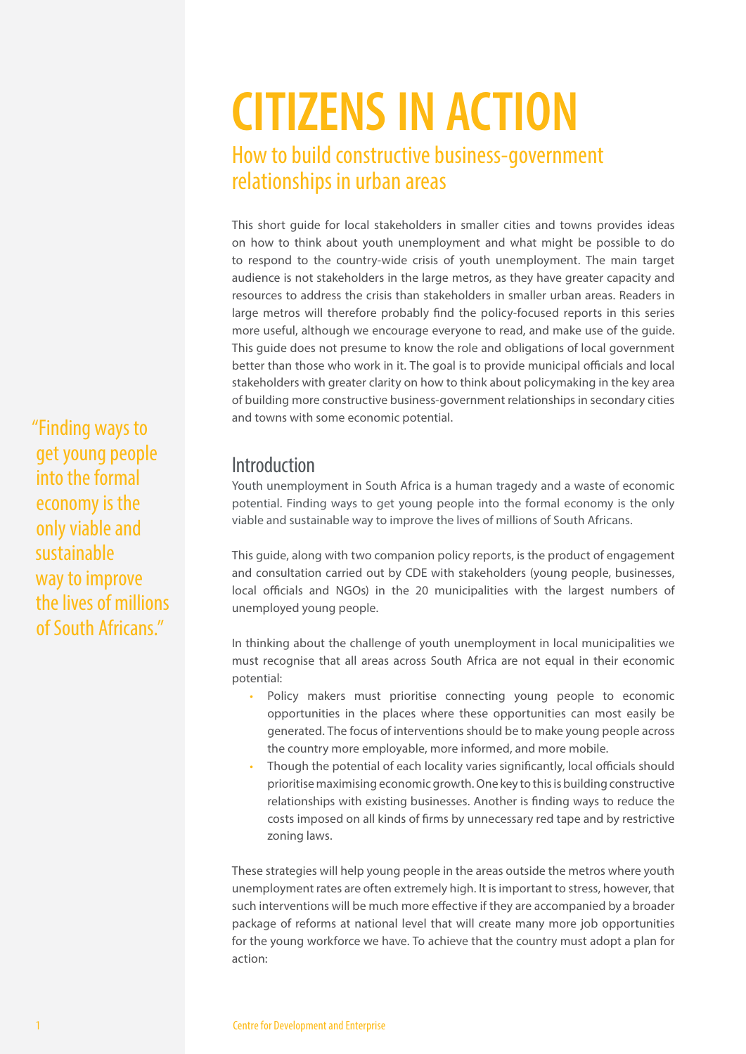# CITIZENS IN ACTION

## How to build constructive business-government relationships in urban areas

This short guide for local stakeholders in smaller cities and towns provides ideas on how to think about youth unemployment and what might be possible to do to respond to the country-wide crisis of youth unemployment. The main target audience is not stakeholders in the large metros, as they have greater capacity and resources to address the crisis than stakeholders in smaller urban areas. Readers in large metros will therefore probably find the policy-focused reports in this series more useful, although we encourage everyone to read, and make use of the guide. This guide does not presume to know the role and obligations of local government better than those who work in it. The goal is to provide municipal officials and local stakeholders with greater clarity on how to think about policymaking in the key area of building more constructive business-government relationships in secondary cities and towns with some economic potential.

"Finding ways to get young people into the formal economy is the only viable and sustainable way to improve the lives of millions of South Africans."

## Introduction

Youth unemployment in South Africa is a human tragedy and a waste of economic potential. Finding ways to get young people into the formal economy is the only viable and sustainable way to improve the lives of millions of South Africans.

This guide, along with two companion policy reports, is the product of engagement and consultation carried out by CDE with stakeholders (young people, businesses, local officials and NGOs) in the 20 municipalities with the largest numbers of unemployed young people.

In thinking about the challenge of youth unemployment in local municipalities we must recognise that all areas across South Africa are not equal in their economic potential:

- Policy makers must prioritise connecting young people to economic opportunities in the places where these opportunities can most easily be generated. The focus of interventions should be to make young people across the country more employable, more informed, and more mobile.
- Though the potential of each locality varies significantly, local officials should prioritise maximising economic growth. One key to this is building constructive relationships with existing businesses. Another is finding ways to reduce the costs imposed on all kinds of firms by unnecessary red tape and by restrictive zoning laws.

These strategies will help young people in the areas outside the metros where youth unemployment rates are often extremely high. It is important to stress, however, that such interventions will be much more effective if they are accompanied by a broader package of reforms at national level that will create many more job opportunities for the young workforce we have. To achieve that the country must adopt a plan for action: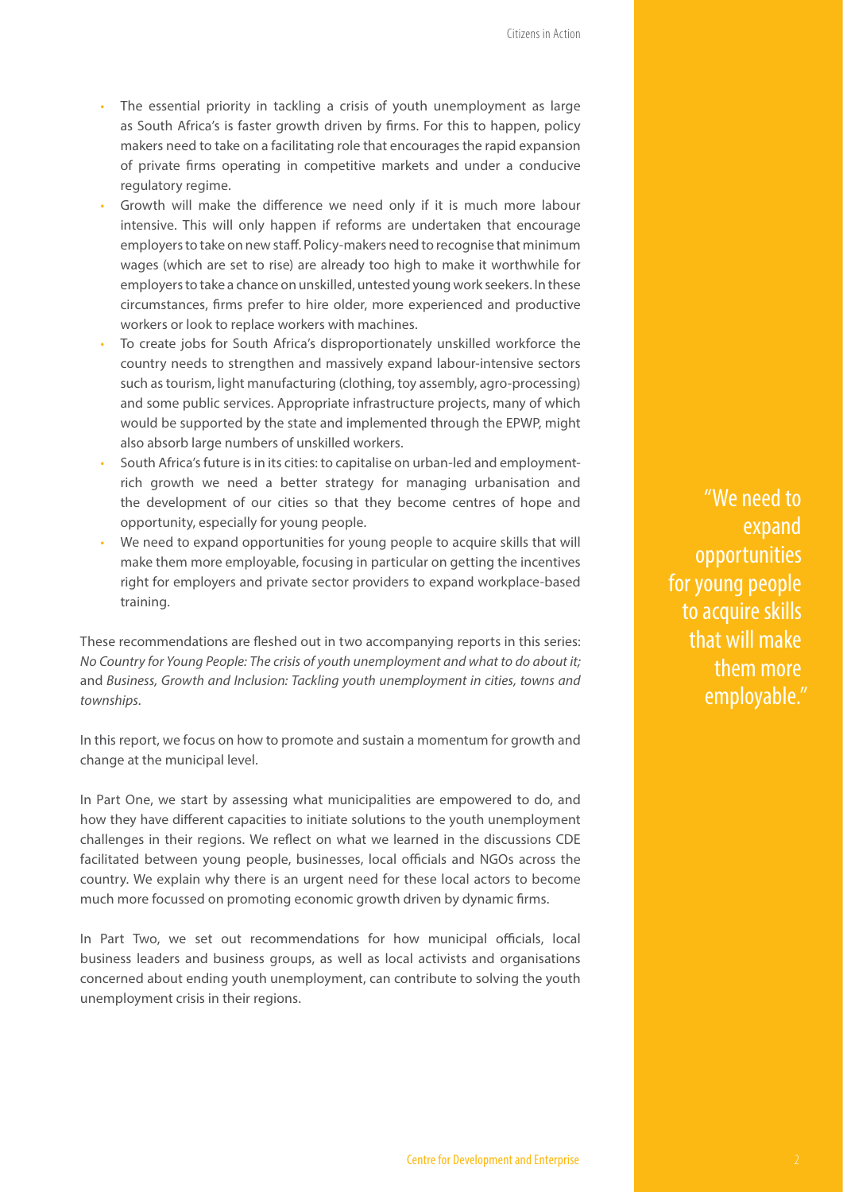- The essential priority in tackling a crisis of youth unemployment as large as South Africa's is faster growth driven by firms. For this to happen, policy makers need to take on a facilitating role that encourages the rapid expansion of private firms operating in competitive markets and under a conducive regulatory regime.
- Growth will make the difference we need only if it is much more labour intensive. This will only happen if reforms are undertaken that encourage employers to take on new staff. Policy-makers need to recognise that minimum wages (which are set to rise) are already too high to make it worthwhile for employers to take a chance on unskilled, untested young work seekers. In these circumstances, firms prefer to hire older, more experienced and productive workers or look to replace workers with machines.
- To create jobs for South Africa's disproportionately unskilled workforce the country needs to strengthen and massively expand labour-intensive sectors such as tourism, light manufacturing (clothing, toy assembly, agro-processing) and some public services. Appropriate infrastructure projects, many of which would be supported by the state and implemented through the EPWP, might also absorb large numbers of unskilled workers.
- South Africa's future is in its cities: to capitalise on urban-led and employment-rich growth we need a better strategy for managing urbanisation and the development of our cities so that they become centres of hope and opportunity, especially for young people.
- We need to expand opportunities for young people to acquire skills that will make them more employable, focusing in particular on getting the incentives right for employers and private sector providers to expand workplace-based training.

These recommendations are fleshed out in two accompanying reports in this series: *No Country for Young People: The crisis of youth unemployment and what to do about it;* and *Business, Growth and Inclusion: Tackling youth unemployment in cities, towns and townships.*

In this report, we focus on how to promote and sustain a momentum for growth and change at the municipal level.

In Part One, we start by assessing what municipalities are empowered to do, and how they have different capacities to initiate solutions to the youth unemployment challenges in their regions. We reflect on what we learned in the discussions CDE facilitated between young people, businesses, local officials and NGOs across the country. We explain why there is an urgent need for these local actors to become much more focussed on promoting economic growth driven by dynamic firms.

In Part Two, we set out recommendations for how municipal officials, local business leaders and business groups, as well as local activists and organisations concerned about ending youth unemployment, can contribute to solving the youth unemployment crisis in their regions.

"We need to expand opportunities for young people to acquire skills that will make them more employable."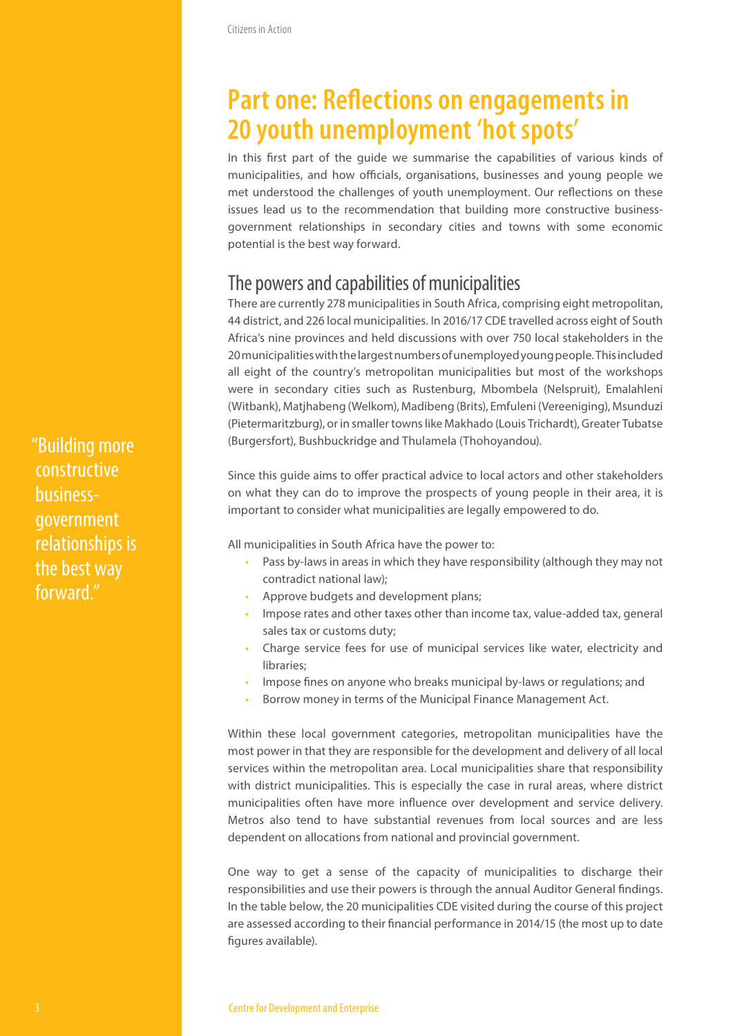# Part one: Reflections on engagements in 20 youth unemployment 'hot spots'

In this first part of the guide we summarise the capabilities of various kinds of municipalities, and how officials, organisations, businesses and young people we met understood the challenges of youth unemployment. Our reflections on these issues lead us to the recommendation that building more constructive business-government relationships in secondary cities and towns with some economic potential is the best way forward.

## The powers and capabilities of municipalities

There are currently 278 municipalities in South Africa, comprising eight metropolitan, 44 district, and 226 local municipalities. In 2016/17 CDE travelled across eight of South Africa's nine provinces and held discussions with over 750 local stakeholders in the 20 municipalities with the largest numbers of unemployed young people. This included all eight of the country's metropolitan municipalities but most of the workshops were in secondary cities such as Rustenburg, Mbombela (Nelspruit), Emalahleni (Witbank), Matjhabeng (Welkom), Madibeng (Brits), Emfuleni (Vereeniging), Msunduzi (Pietermaritzburg), or in smaller towns like Makhado (Louis Trichardt), Greater Tubatse (Burgersfort), Bushbuckridge and Thulamela (Thohoyandou).

> "Building more constructive business-government relationships is the best way forward."

Since this guide aims to offer practical advice to local actors and other stakeholders on what they can do to improve the prospects of young people in their area, it is important to consider what municipalities are legally empowered to do.

All municipalities in South Africa have the power to:

- Pass by-laws in areas in which they have responsibility (although they may not contradict national law);
- Approve budgets and development plans;
- Impose rates and other taxes other than income tax, value-added tax, general sales tax or customs duty;
- Charge service fees for use of municipal services like water, electricity and libraries;
- Impose fines on anyone who breaks municipal by-laws or regulations; and
- Borrow money in terms of the Municipal Finance Management Act.

Within these local government categories, metropolitan municipalities have the most power in that they are responsible for the development and delivery of all local services within the metropolitan area. Local municipalities share that responsibility with district municipalities. This is especially the case in rural areas, where district municipalities often have more influence over development and service delivery. Metros also tend to have substantial revenues from local sources and are less dependent on allocations from national and provincial government.

One way to get a sense of the capacity of municipalities to discharge their responsibilities and use their powers is through the annual Auditor General findings. In the table below, the 20 municipalities CDE visited during the course of this project are assessed according to their financial performance in 2014/15 (the most up to date figures available).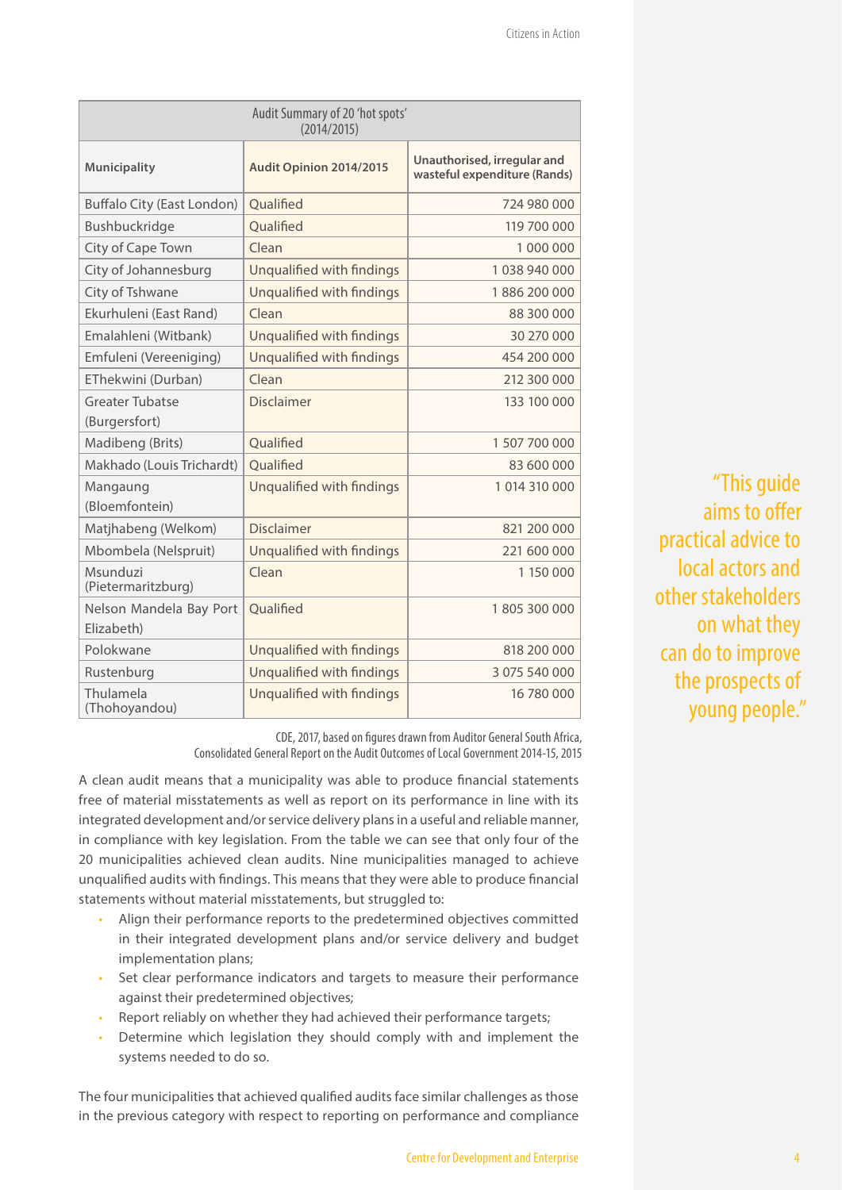| Audit Summary of 20 'hot spots' (2014/2015) | | |
|---|---|---|
| **Municipality** | **Audit Opinion 2014/2015** | **Unauthorised, irregular and wasteful expenditure (Rands)** |
| Buffalo City (East London) | Qualified | 724 980 000 |
| Bushbuckridge | Qualified | 119 700 000 |
| City of Cape Town | Clean | 1 000 000 |
| City of Johannesburg | Unqualified with findings | 1 038 940 000 |
| City of Tshwane | Unqualified with findings | 1 886 200 000 |
| Ekurhuleni (East Rand) | Clean | 88 300 000 |
| Emalahleni (Witbank) | Unqualified with findings | 30 270 000 |
| Emfuleni (Vereeniging) | Unqualified with findings | 454 200 000 |
| EThekwini (Durban) | Clean | 212 300 000 |
| Greater Tubatse (Burgersfort) | Disclaimer | 133 100 000 |
| Madibeng (Brits) | Qualified | 1 507 700 000 |
| Makhado (Louis Trichardt) | Qualified | 83 600 000 |
| Mangaung (Bloemfontein) | Unqualified with findings | 1 014 310 000 |
| Matjhabeng (Welkom) | Disclaimer | 821 200 000 |
| Mbombela (Nelspruit) | Unqualified with findings | 221 600 000 |
| Msunduzi (Pietermaritzburg) | Clean | 1 150 000 |
| Nelson Mandela Bay Port Elizabeth) | Qualified | 1 805 300 000 |
| Polokwane | Unqualified with findings | 818 200 000 |
| Rustenburg | Unqualified with findings | 3 075 540 000 |
| Thulamela (Thohoyandou) | Unqualified with findings | 16 780 000 |

CDE, 2017, based on figures drawn from Auditor General South Africa, Consolidated General Report on the Audit Outcomes of Local Government 2014-15, 2015

A clean audit means that a municipality was able to produce financial statements free of material misstatements as well as report on its performance in line with its integrated development and/or service delivery plans in a useful and reliable manner, in compliance with key legislation. From the table we can see that only four of the 20 municipalities achieved clean audits. Nine municipalities managed to achieve unqualified audits with findings. This means that they were able to produce financial statements without material misstatements, but struggled to:

- Align their performance reports to the predetermined objectives committed in their integrated development plans and/or service delivery and budget implementation plans;
- Set clear performance indicators and targets to measure their performance against their predetermined objectives;
- Report reliably on whether they had achieved their performance targets;
- Determine which legislation they should comply with and implement the systems needed to do so.

The four municipalities that achieved qualified audits face similar challenges as those in the previous category with respect to reporting on performance and compliance

"This guide aims to offer practical advice to local actors and other stakeholders on what they can do to improve the prospects of young people."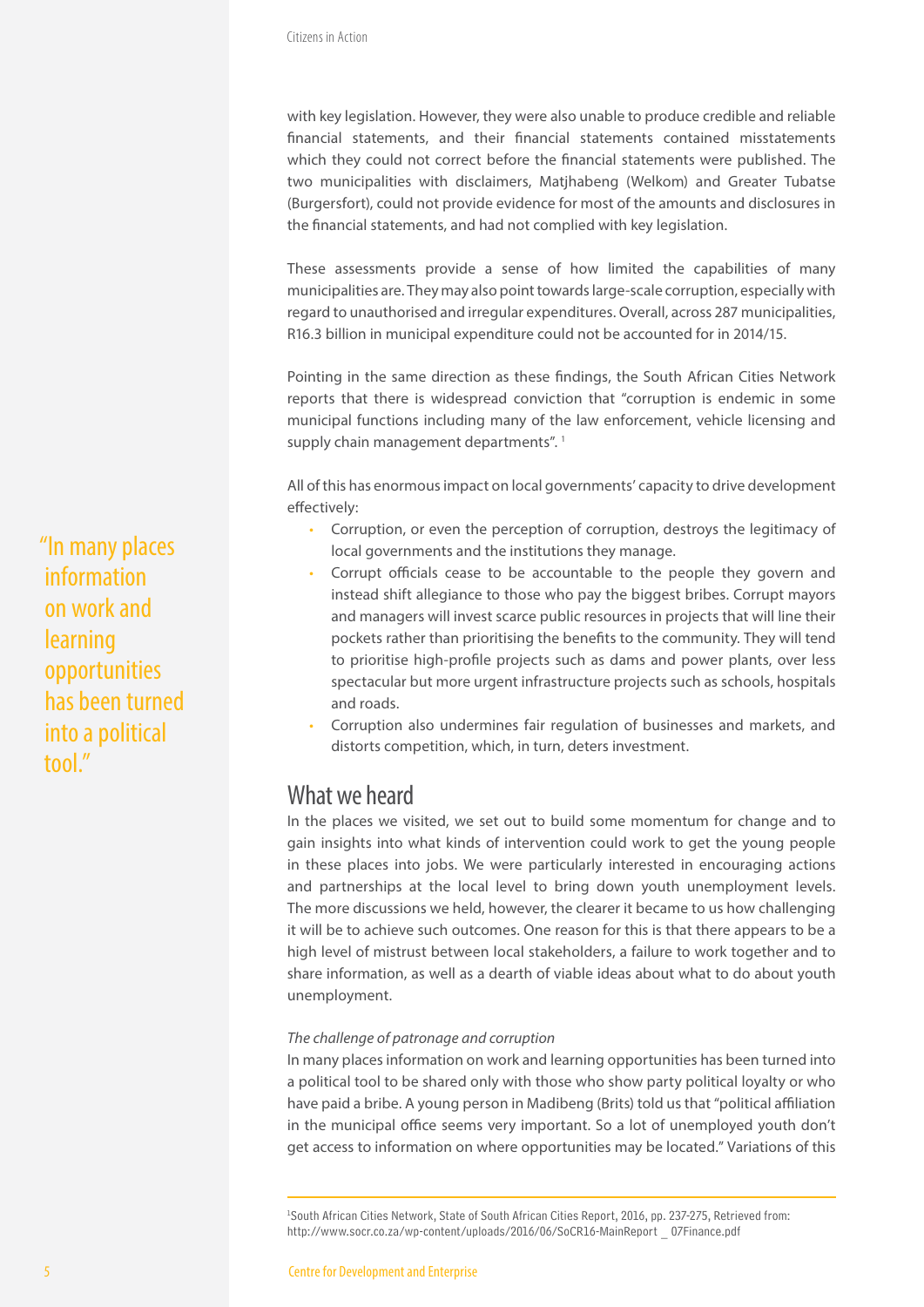with key legislation. However, they were also unable to produce credible and reliable financial statements, and their financial statements contained misstatements which they could not correct before the financial statements were published. The two municipalities with disclaimers, Matjhabeng (Welkom) and Greater Tubatse (Burgersfort), could not provide evidence for most of the amounts and disclosures in the financial statements, and had not complied with key legislation.

These assessments provide a sense of how limited the capabilities of many municipalities are. They may also point towards large-scale corruption, especially with regard to unauthorised and irregular expenditures. Overall, across 287 municipalities, R16.3 billion in municipal expenditure could not be accounted for in 2014/15.

Pointing in the same direction as these findings, the South African Cities Network reports that there is widespread conviction that "corruption is endemic in some municipal functions including many of the law enforcement, vehicle licensing and supply chain management departments". [1]

All of this has enormous impact on local governments' capacity to drive development effectively:

- Corruption, or even the perception of corruption, destroys the legitimacy of local governments and the institutions they manage.
- Corrupt officials cease to be accountable to the people they govern and instead shift allegiance to those who pay the biggest bribes. Corrupt mayors and managers will invest scarce public resources in projects that will line their pockets rather than prioritising the benefits to the community. They will tend to prioritise high-profile projects such as dams and power plants, over less spectacular but more urgent infrastructure projects such as schools, hospitals and roads.
- Corruption also undermines fair regulation of businesses and markets, and distorts competition, which, in turn, deters investment.

> "In many places information on work and learning opportunities has been turned into a political tool."

## What we heard

In the places we visited, we set out to build some momentum for change and to gain insights into what kinds of intervention could work to get the young people in these places into jobs. We were particularly interested in encouraging actions and partnerships at the local level to bring down youth unemployment levels. The more discussions we held, however, the clearer it became to us how challenging it will be to achieve such outcomes. One reason for this is that there appears to be a high level of mistrust between local stakeholders, a failure to work together and to share information, as well as a dearth of viable ideas about what to do about youth unemployment.

*The challenge of patronage and corruption*

In many places information on work and learning opportunities has been turned into a political tool to be shared only with those who show party political loyalty or who have paid a bribe. A young person in Madibeng (Brits) told us that "political affiliation in the municipal office seems very important. So a lot of unemployed youth don't get access to information on where opportunities may be located." Variations of this

[1] South African Cities Network, State of South African Cities Report, 2016, pp. 237-275, Retrieved from: http://www.socr.co.za/wp-content/uploads/2016/06/SoCR16-MainReport _ 07Finance.pdf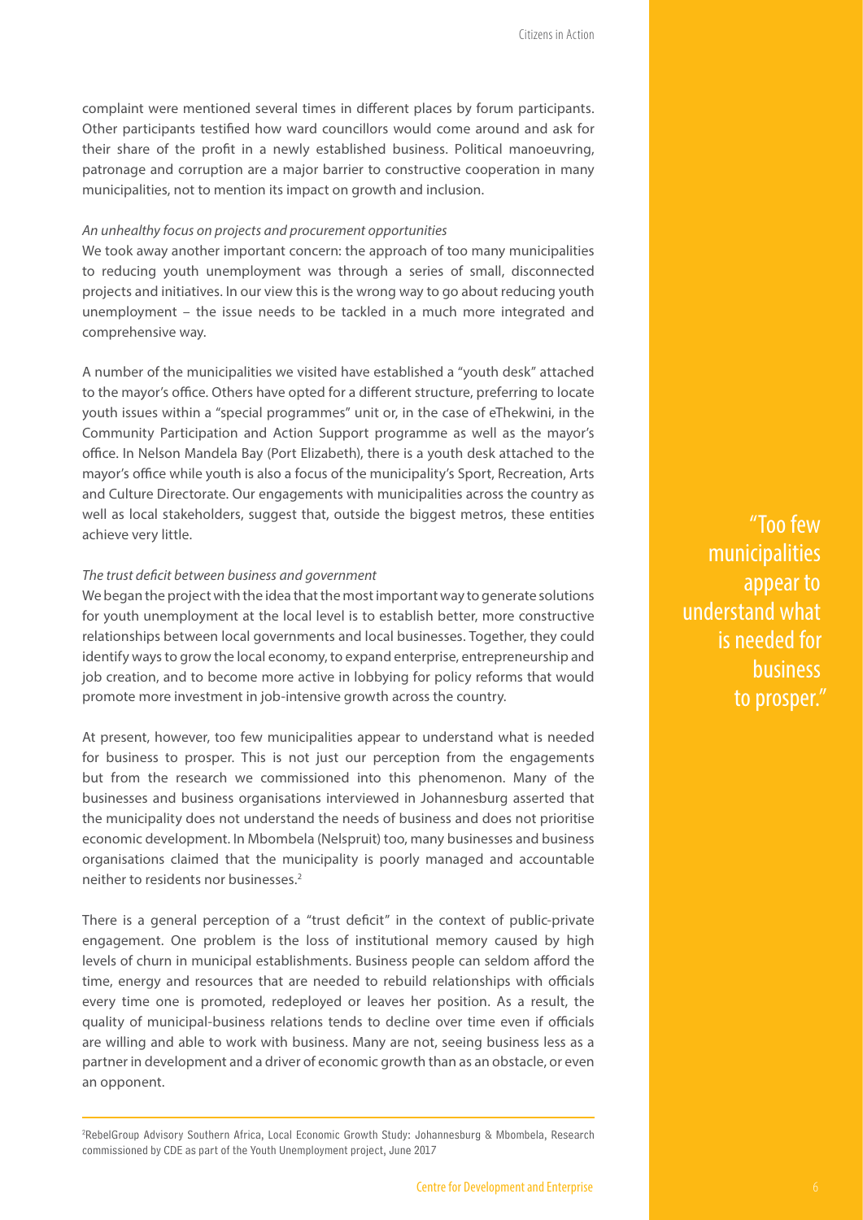complaint were mentioned several times in different places by forum participants. Other participants testified how ward councillors would come around and ask for their share of the profit in a newly established business. Political manoeuvring, patronage and corruption are a major barrier to constructive cooperation in many municipalities, not to mention its impact on growth and inclusion.

*An unhealthy focus on projects and procurement opportunities*

We took away another important concern: the approach of too many municipalities to reducing youth unemployment was through a series of small, disconnected projects and initiatives. In our view this is the wrong way to go about reducing youth unemployment – the issue needs to be tackled in a much more integrated and comprehensive way.

A number of the municipalities we visited have established a "youth desk" attached to the mayor's office. Others have opted for a different structure, preferring to locate youth issues within a "special programmes" unit or, in the case of eThekwini, in the Community Participation and Action Support programme as well as the mayor's office. In Nelson Mandela Bay (Port Elizabeth), there is a youth desk attached to the mayor's office while youth is also a focus of the municipality's Sport, Recreation, Arts and Culture Directorate. Our engagements with municipalities across the country as well as local stakeholders, suggest that, outside the biggest metros, these entities achieve very little.

*The trust deficit between business and government*

We began the project with the idea that the most important way to generate solutions for youth unemployment at the local level is to establish better, more constructive relationships between local governments and local businesses. Together, they could identify ways to grow the local economy, to expand enterprise, entrepreneurship and job creation, and to become more active in lobbying for policy reforms that would promote more investment in job-intensive growth across the country.

At present, however, too few municipalities appear to understand what is needed for business to prosper. This is not just our perception from the engagements but from the research we commissioned into this phenomenon. Many of the businesses and business organisations interviewed in Johannesburg asserted that the municipality does not understand the needs of business and does not prioritise economic development. In Mbombela (Nelspruit) too, many businesses and business organisations claimed that the municipality is poorly managed and accountable neither to residents nor businesses.[2]

There is a general perception of a "trust deficit" in the context of public-private engagement. One problem is the loss of institutional memory caused by high levels of churn in municipal establishments. Business people can seldom afford the time, energy and resources that are needed to rebuild relationships with officials every time one is promoted, redeployed or leaves her position. As a result, the quality of municipal-business relations tends to decline over time even if officials are willing and able to work with business. Many are not, seeing business less as a partner in development and a driver of economic growth than as an obstacle, or even an opponent.

> "Too few municipalities appear to understand what is needed for business to prosper."

---

[2] RebelGroup Advisory Southern Africa, Local Economic Growth Study: Johannesburg & Mbombela, Research commissioned by CDE as part of the Youth Unemployment project, June 2017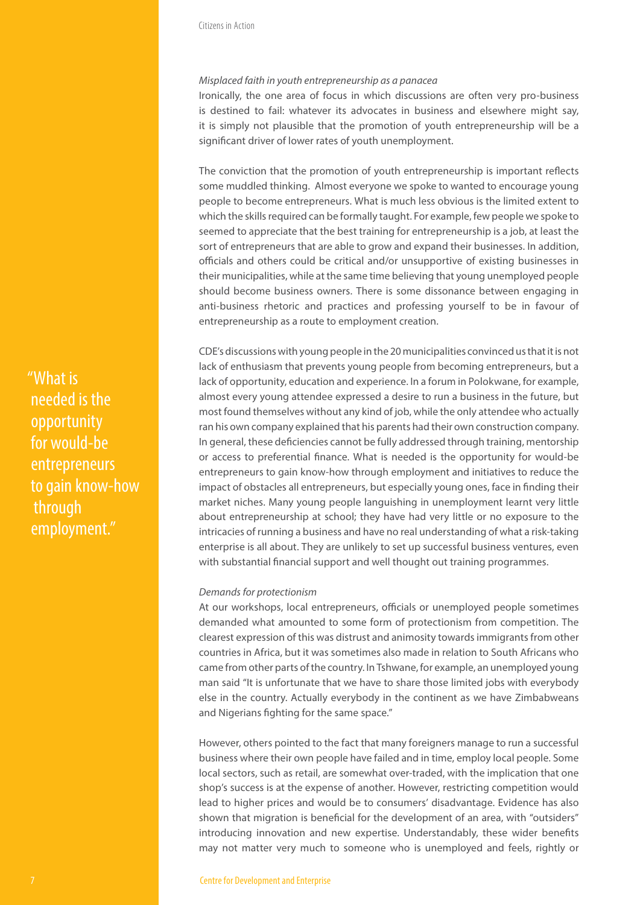*Misplaced faith in youth entrepreneurship as a panacea*

Ironically, the one area of focus in which discussions are often very pro-business is destined to fail: whatever its advocates in business and elsewhere might say, it is simply not plausible that the promotion of youth entrepreneurship will be a significant driver of lower rates of youth unemployment.

The conviction that the promotion of youth entrepreneurship is important reflects some muddled thinking. Almost everyone we spoke to wanted to encourage young people to become entrepreneurs. What is much less obvious is the limited extent to which the skills required can be formally taught. For example, few people we spoke to seemed to appreciate that the best training for entrepreneurship is a job, at least the sort of entrepreneurs that are able to grow and expand their businesses. In addition, officials and others could be critical and/or unsupportive of existing businesses in their municipalities, while at the same time believing that young unemployed people should become business owners. There is some dissonance between engaging in anti-business rhetoric and practices and professing yourself to be in favour of entrepreneurship as a route to employment creation.

CDE's discussions with young people in the 20 municipalities convinced us that it is not lack of enthusiasm that prevents young people from becoming entrepreneurs, but a lack of opportunity, education and experience. In a forum in Polokwane, for example, almost every young attendee expressed a desire to run a business in the future, but most found themselves without any kind of job, while the only attendee who actually ran his own company explained that his parents had their own construction company. In general, these deficiencies cannot be fully addressed through training, mentorship or access to preferential finance. What is needed is the opportunity for would-be entrepreneurs to gain know-how through employment and initiatives to reduce the impact of obstacles all entrepreneurs, but especially young ones, face in finding their market niches. Many young people languishing in unemployment learnt very little about entrepreneurship at school; they have had very little or no exposure to the intricacies of running a business and have no real understanding of what a risk-taking enterprise is all about. They are unlikely to set up successful business ventures, even with substantial financial support and well thought out training programmes.

> "What is needed is the opportunity for would-be entrepreneurs to gain know-how through employment."

*Demands for protectionism*

At our workshops, local entrepreneurs, officials or unemployed people sometimes demanded what amounted to some form of protectionism from competition. The clearest expression of this was distrust and animosity towards immigrants from other countries in Africa, but it was sometimes also made in relation to South Africans who came from other parts of the country. In Tshwane, for example, an unemployed young man said "It is unfortunate that we have to share those limited jobs with everybody else in the country. Actually everybody in the continent as we have Zimbabweans and Nigerians fighting for the same space."

However, others pointed to the fact that many foreigners manage to run a successful business where their own people have failed and in time, employ local people. Some local sectors, such as retail, are somewhat over-traded, with the implication that one shop's success is at the expense of another. However, restricting competition would lead to higher prices and would be to consumers' disadvantage. Evidence has also shown that migration is beneficial for the development of an area, with "outsiders" introducing innovation and new expertise. Understandably, these wider benefits may not matter very much to someone who is unemployed and feels, rightly or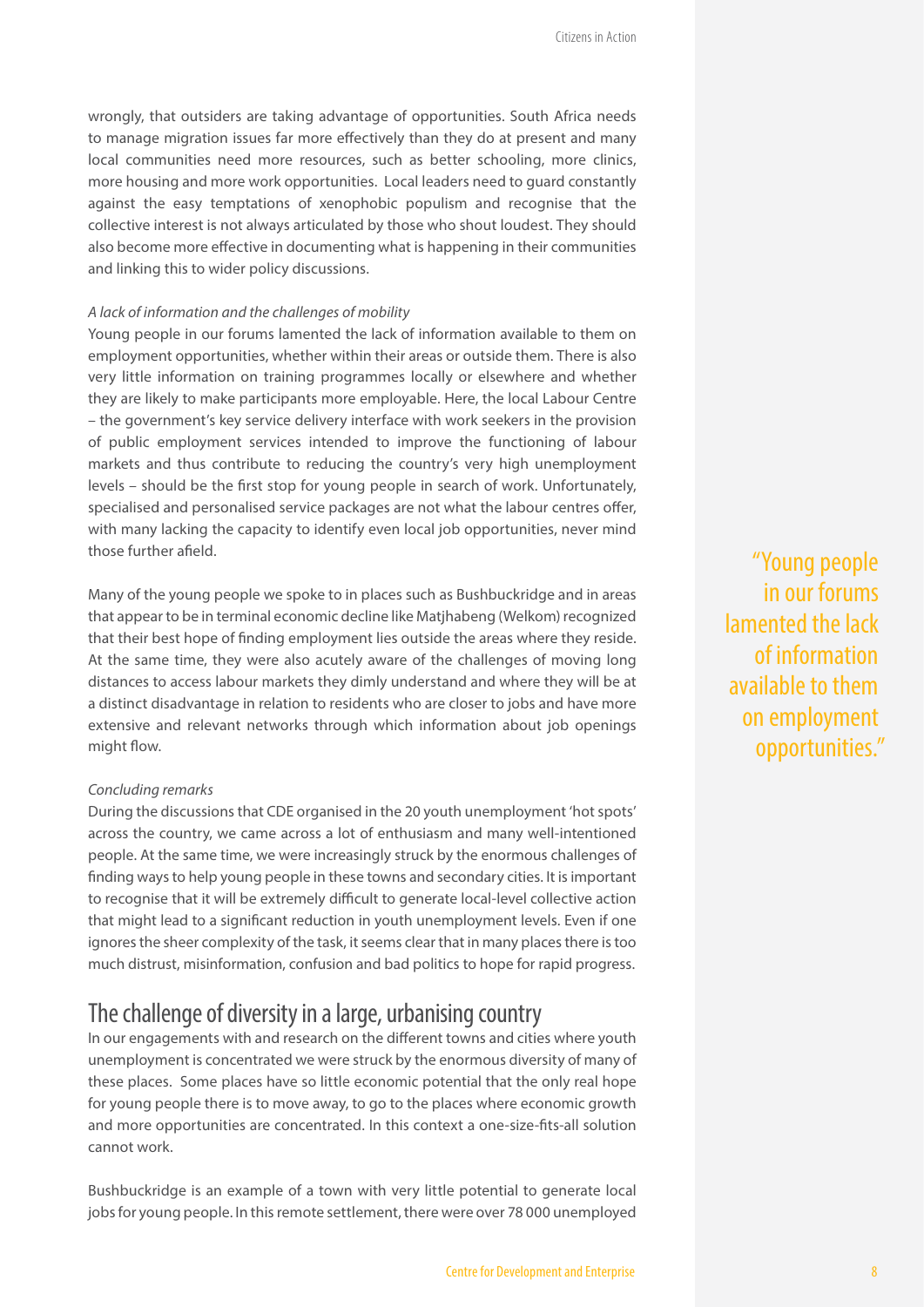wrongly, that outsiders are taking advantage of opportunities. South Africa needs to manage migration issues far more effectively than they do at present and many local communities need more resources, such as better schooling, more clinics, more housing and more work opportunities. Local leaders need to guard constantly against the easy temptations of xenophobic populism and recognise that the collective interest is not always articulated by those who shout loudest. They should also become more effective in documenting what is happening in their communities and linking this to wider policy discussions.

*A lack of information and the challenges of mobility*

Young people in our forums lamented the lack of information available to them on employment opportunities, whether within their areas or outside them. There is also very little information on training programmes locally or elsewhere and whether they are likely to make participants more employable. Here, the local Labour Centre – the government's key service delivery interface with work seekers in the provision of public employment services intended to improve the functioning of labour markets and thus contribute to reducing the country's very high unemployment levels – should be the first stop for young people in search of work. Unfortunately, specialised and personalised service packages are not what the labour centres offer, with many lacking the capacity to identify even local job opportunities, never mind those further afield.

Many of the young people we spoke to in places such as Bushbuckridge and in areas that appear to be in terminal economic decline like Matjhabeng (Welkom) recognized that their best hope of finding employment lies outside the areas where they reside. At the same time, they were also acutely aware of the challenges of moving long distances to access labour markets they dimly understand and where they will be at a distinct disadvantage in relation to residents who are closer to jobs and have more extensive and relevant networks through which information about job openings might flow.

> "Young people in our forums lamented the lack of information available to them on employment opportunities."

*Concluding remarks*

During the discussions that CDE organised in the 20 youth unemployment 'hot spots' across the country, we came across a lot of enthusiasm and many well-intentioned people. At the same time, we were increasingly struck by the enormous challenges of finding ways to help young people in these towns and secondary cities. It is important to recognise that it will be extremely difficult to generate local-level collective action that might lead to a significant reduction in youth unemployment levels. Even if one ignores the sheer complexity of the task, it seems clear that in many places there is too much distrust, misinformation, confusion and bad politics to hope for rapid progress.

## The challenge of diversity in a large, urbanising country

In our engagements with and research on the different towns and cities where youth unemployment is concentrated we were struck by the enormous diversity of many of these places. Some places have so little economic potential that the only real hope for young people there is to move away, to go to the places where economic growth and more opportunities are concentrated. In this context a one-size-fits-all solution cannot work.

Bushbuckridge is an example of a town with very little potential to generate local jobs for young people. In this remote settlement, there were over 78 000 unemployed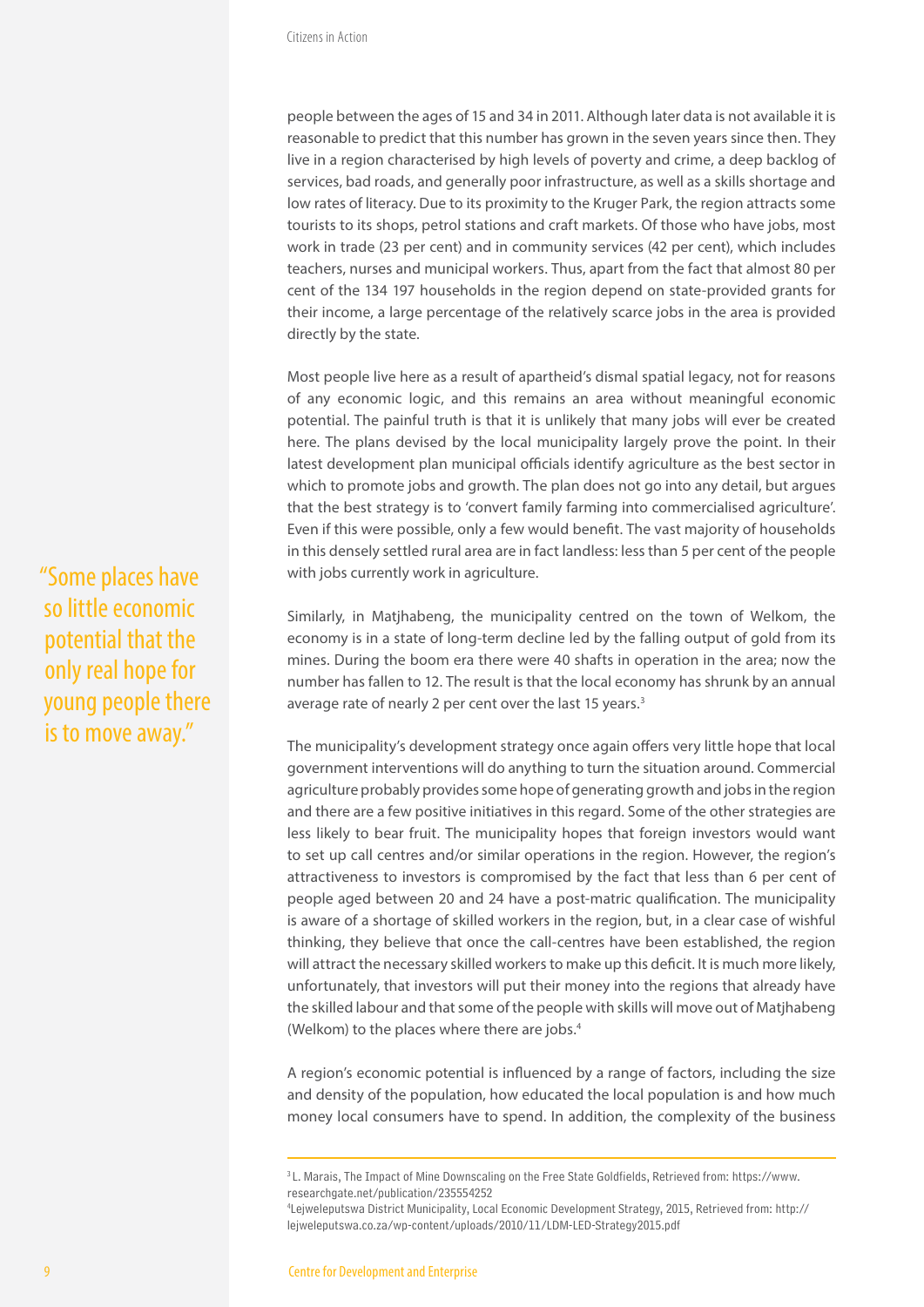people between the ages of 15 and 34 in 2011. Although later data is not available it is reasonable to predict that this number has grown in the seven years since then. They live in a region characterised by high levels of poverty and crime, a deep backlog of services, bad roads, and generally poor infrastructure, as well as a skills shortage and low rates of literacy. Due to its proximity to the Kruger Park, the region attracts some tourists to its shops, petrol stations and craft markets. Of those who have jobs, most work in trade (23 per cent) and in community services (42 per cent), which includes teachers, nurses and municipal workers. Thus, apart from the fact that almost 80 per cent of the 134 197 households in the region depend on state-provided grants for their income, a large percentage of the relatively scarce jobs in the area is provided directly by the state.

Most people live here as a result of apartheid's dismal spatial legacy, not for reasons of any economic logic, and this remains an area without meaningful economic potential. The painful truth is that it is unlikely that many jobs will ever be created here. The plans devised by the local municipality largely prove the point. In their latest development plan municipal officials identify agriculture as the best sector in which to promote jobs and growth. The plan does not go into any detail, but argues that the best strategy is to 'convert family farming into commercialised agriculture'. Even if this were possible, only a few would benefit. The vast majority of households in this densely settled rural area are in fact landless: less than 5 per cent of the people with jobs currently work in agriculture.

> "Some places have so little economic potential that the only real hope for young people there is to move away."

Similarly, in Matjhabeng, the municipality centred on the town of Welkom, the economy is in a state of long-term decline led by the falling output of gold from its mines. During the boom era there were 40 shafts in operation in the area; now the number has fallen to 12. The result is that the local economy has shrunk by an annual average rate of nearly 2 per cent over the last 15 years.[3]

The municipality's development strategy once again offers very little hope that local government interventions will do anything to turn the situation around. Commercial agriculture probably provides some hope of generating growth and jobs in the region and there are a few positive initiatives in this regard. Some of the other strategies are less likely to bear fruit. The municipality hopes that foreign investors would want to set up call centres and/or similar operations in the region. However, the region's attractiveness to investors is compromised by the fact that less than 6 per cent of people aged between 20 and 24 have a post-matric qualification. The municipality is aware of a shortage of skilled workers in the region, but, in a clear case of wishful thinking, they believe that once the call-centres have been established, the region will attract the necessary skilled workers to make up this deficit. It is much more likely, unfortunately, that investors will put their money into the regions that already have the skilled labour and that some of the people with skills will move out of Matjhabeng (Welkom) to the places where there are jobs.[4]

A region's economic potential is influenced by a range of factors, including the size and density of the population, how educated the local population is and how much money local consumers have to spend. In addition, the complexity of the business

---

[3] L. Marais, The Impact of Mine Downscaling on the Free State Goldfields, Retrieved from: https://www.researchgate.net/publication/235554252

[4] Lejweleputswa District Municipality, Local Economic Development Strategy, 2015, Retrieved from: http://lejweleputswa.co.za/wp-content/uploads/2010/11/LDM-LED-Strategy2015.pdf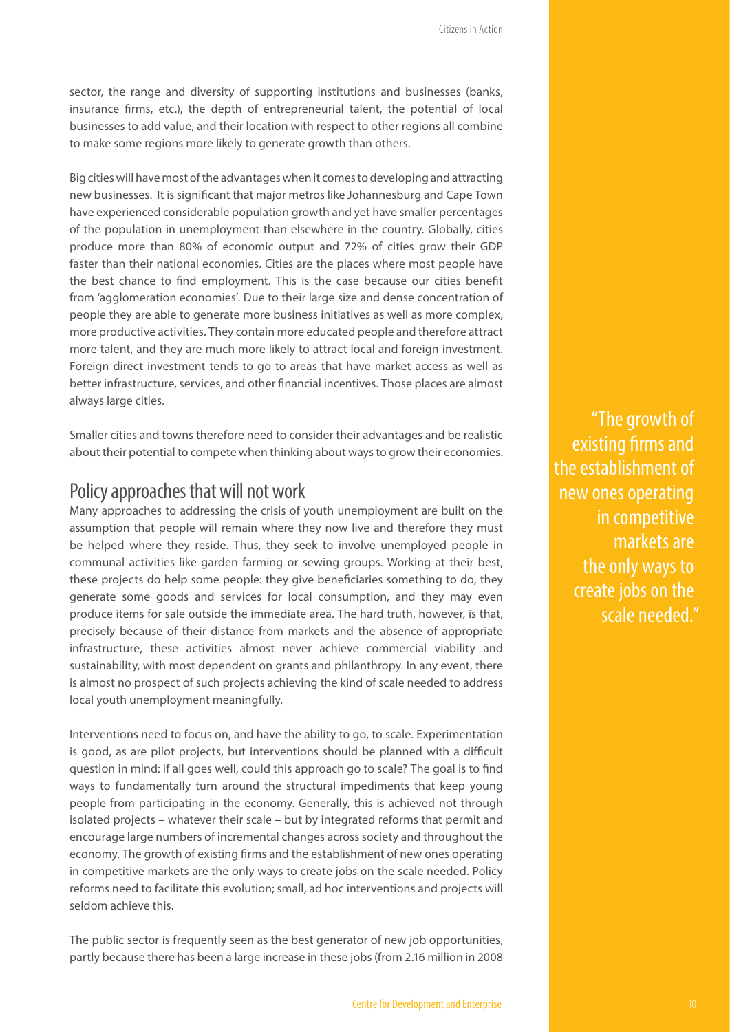sector, the range and diversity of supporting institutions and businesses (banks, insurance firms, etc.), the depth of entrepreneurial talent, the potential of local businesses to add value, and their location with respect to other regions all combine to make some regions more likely to generate growth than others.

Big cities will have most of the advantages when it comes to developing and attracting new businesses. It is significant that major metros like Johannesburg and Cape Town have experienced considerable population growth and yet have smaller percentages of the population in unemployment than elsewhere in the country. Globally, cities produce more than 80% of economic output and 72% of cities grow their GDP faster than their national economies. Cities are the places where most people have the best chance to find employment. This is the case because our cities benefit from 'agglomeration economies'. Due to their large size and dense concentration of people they are able to generate more business initiatives as well as more complex, more productive activities. They contain more educated people and therefore attract more talent, and they are much more likely to attract local and foreign investment. Foreign direct investment tends to go to areas that have market access as well as better infrastructure, services, and other financial incentives. Those places are almost always large cities.

Smaller cities and towns therefore need to consider their advantages and be realistic about their potential to compete when thinking about ways to grow their economies.

## Policy approaches that will not work

Many approaches to addressing the crisis of youth unemployment are built on the assumption that people will remain where they now live and therefore they must be helped where they reside. Thus, they seek to involve unemployed people in communal activities like garden farming or sewing groups. Working at their best, these projects do help some people: they give beneficiaries something to do, they generate some goods and services for local consumption, and they may even produce items for sale outside the immediate area. The hard truth, however, is that, precisely because of their distance from markets and the absence of appropriate infrastructure, these activities almost never achieve commercial viability and sustainability, with most dependent on grants and philanthropy. In any event, there is almost no prospect of such projects achieving the kind of scale needed to address local youth unemployment meaningfully.

Interventions need to focus on, and have the ability to go, to scale. Experimentation is good, as are pilot projects, but interventions should be planned with a difficult question in mind: if all goes well, could this approach go to scale? The goal is to find ways to fundamentally turn around the structural impediments that keep young people from participating in the economy. Generally, this is achieved not through isolated projects – whatever their scale – but by integrated reforms that permit and encourage large numbers of incremental changes across society and throughout the economy. The growth of existing firms and the establishment of new ones operating in competitive markets are the only ways to create jobs on the scale needed. Policy reforms need to facilitate this evolution; small, ad hoc interventions and projects will seldom achieve this.

> "The growth of existing firms and the establishment of new ones operating in competitive markets are the only ways to create jobs on the scale needed."

The public sector is frequently seen as the best generator of new job opportunities, partly because there has been a large increase in these jobs (from 2.16 million in 2008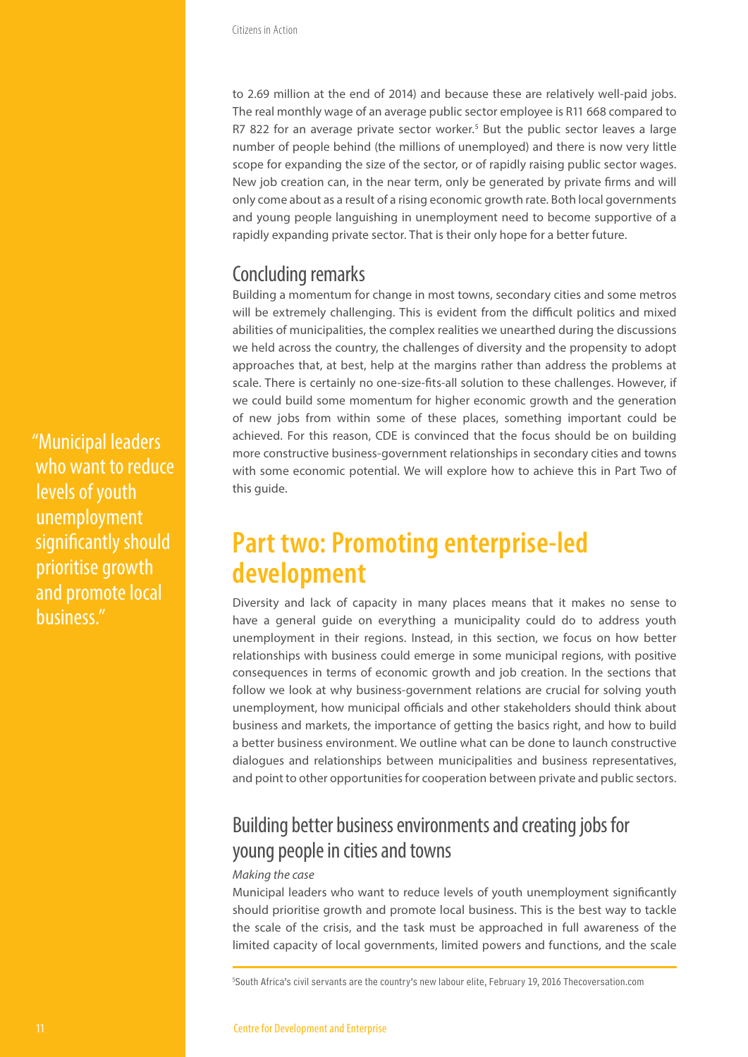to 2.69 million at the end of 2014) and because these are relatively well-paid jobs. The real monthly wage of an average public sector employee is R11 668 compared to R7 822 for an average private sector worker.[5] But the public sector leaves a large number of people behind (the millions of unemployed) and there is now very little scope for expanding the size of the sector, or of rapidly raising public sector wages. New job creation can, in the near term, only be generated by private firms and will only come about as a result of a rising economic growth rate. Both local governments and young people languishing in unemployment need to become supportive of a rapidly expanding private sector. That is their only hope for a better future.

## Concluding remarks

Building a momentum for change in most towns, secondary cities and some metros will be extremely challenging. This is evident from the difficult politics and mixed abilities of municipalities, the complex realities we unearthed during the discussions we held across the country, the challenges of diversity and the propensity to adopt approaches that, at best, help at the margins rather than address the problems at scale. There is certainly no one-size-fits-all solution to these challenges. However, if we could build some momentum for higher economic growth and the generation of new jobs from within some of these places, something important could be achieved. For this reason, CDE is convinced that the focus should be on building more constructive business-government relationships in secondary cities and towns with some economic potential. We will explore how to achieve this in Part Two of this guide.

"Municipal leaders who want to reduce levels of youth unemployment significantly should prioritise growth and promote local business."

# Part two: Promoting enterprise-led development

Diversity and lack of capacity in many places means that it makes no sense to have a general guide on everything a municipality could do to address youth unemployment in their regions. Instead, in this section, we focus on how better relationships with business could emerge in some municipal regions, with positive consequences in terms of economic growth and job creation. In the sections that follow we look at why business-government relations are crucial for solving youth unemployment, how municipal officials and other stakeholders should think about business and markets, the importance of getting the basics right, and how to build a better business environment. We outline what can be done to launch constructive dialogues and relationships between municipalities and business representatives, and point to other opportunities for cooperation between private and public sectors.

## Building better business environments and creating jobs for young people in cities and towns

*Making the case*

Municipal leaders who want to reduce levels of youth unemployment significantly should prioritise growth and promote local business. This is the best way to tackle the scale of the crisis, and the task must be approached in full awareness of the limited capacity of local governments, limited powers and functions, and the scale

[5] South Africa's civil servants are the country's new labour elite, February 19, 2016 Thecoversation.com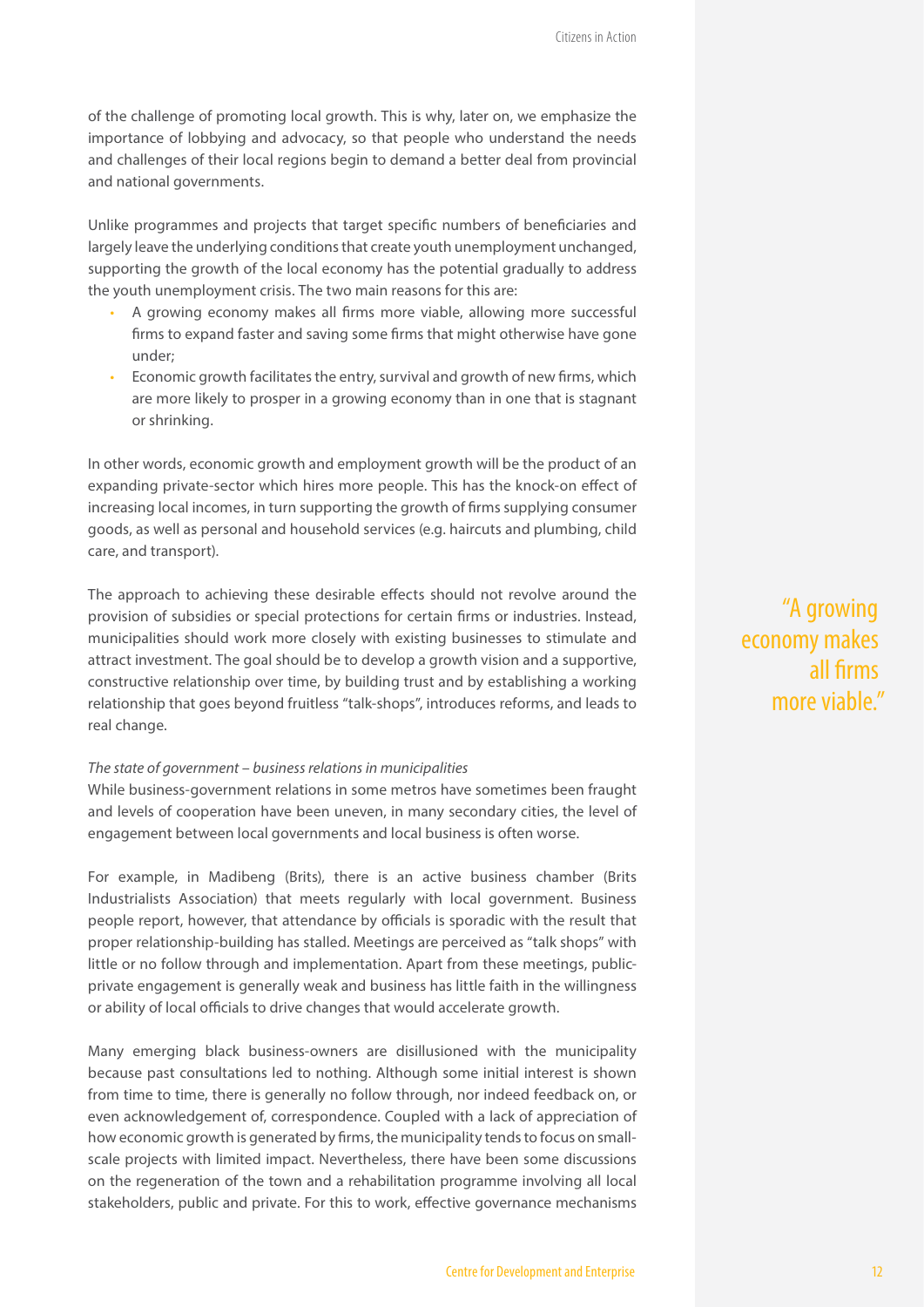of the challenge of promoting local growth. This is why, later on, we emphasize the importance of lobbying and advocacy, so that people who understand the needs and challenges of their local regions begin to demand a better deal from provincial and national governments.

Unlike programmes and projects that target specific numbers of beneficiaries and largely leave the underlying conditions that create youth unemployment unchanged, supporting the growth of the local economy has the potential gradually to address the youth unemployment crisis. The two main reasons for this are:

- A growing economy makes all firms more viable, allowing more successful firms to expand faster and saving some firms that might otherwise have gone under;
- Economic growth facilitates the entry, survival and growth of new firms, which are more likely to prosper in a growing economy than in one that is stagnant or shrinking.

In other words, economic growth and employment growth will be the product of an expanding private-sector which hires more people. This has the knock-on effect of increasing local incomes, in turn supporting the growth of firms supplying consumer goods, as well as personal and household services (e.g. haircuts and plumbing, child care, and transport).

The approach to achieving these desirable effects should not revolve around the provision of subsidies or special protections for certain firms or industries. Instead, municipalities should work more closely with existing businesses to stimulate and attract investment. The goal should be to develop a growth vision and a supportive, constructive relationship over time, by building trust and by establishing a working relationship that goes beyond fruitless "talk-shops", introduces reforms, and leads to real change.

> "A growing economy makes all firms more viable."

*The state of government – business relations in municipalities*

While business-government relations in some metros have sometimes been fraught and levels of cooperation have been uneven, in many secondary cities, the level of engagement between local governments and local business is often worse.

For example, in Madibeng (Brits), there is an active business chamber (Brits Industrialists Association) that meets regularly with local government. Business people report, however, that attendance by officials is sporadic with the result that proper relationship-building has stalled. Meetings are perceived as "talk shops" with little or no follow through and implementation. Apart from these meetings, public-private engagement is generally weak and business has little faith in the willingness or ability of local officials to drive changes that would accelerate growth.

Many emerging black business-owners are disillusioned with the municipality because past consultations led to nothing. Although some initial interest is shown from time to time, there is generally no follow through, nor indeed feedback on, or even acknowledgement of, correspondence. Coupled with a lack of appreciation of how economic growth is generated by firms, the municipality tends to focus on small-scale projects with limited impact. Nevertheless, there have been some discussions on the regeneration of the town and a rehabilitation programme involving all local stakeholders, public and private. For this to work, effective governance mechanisms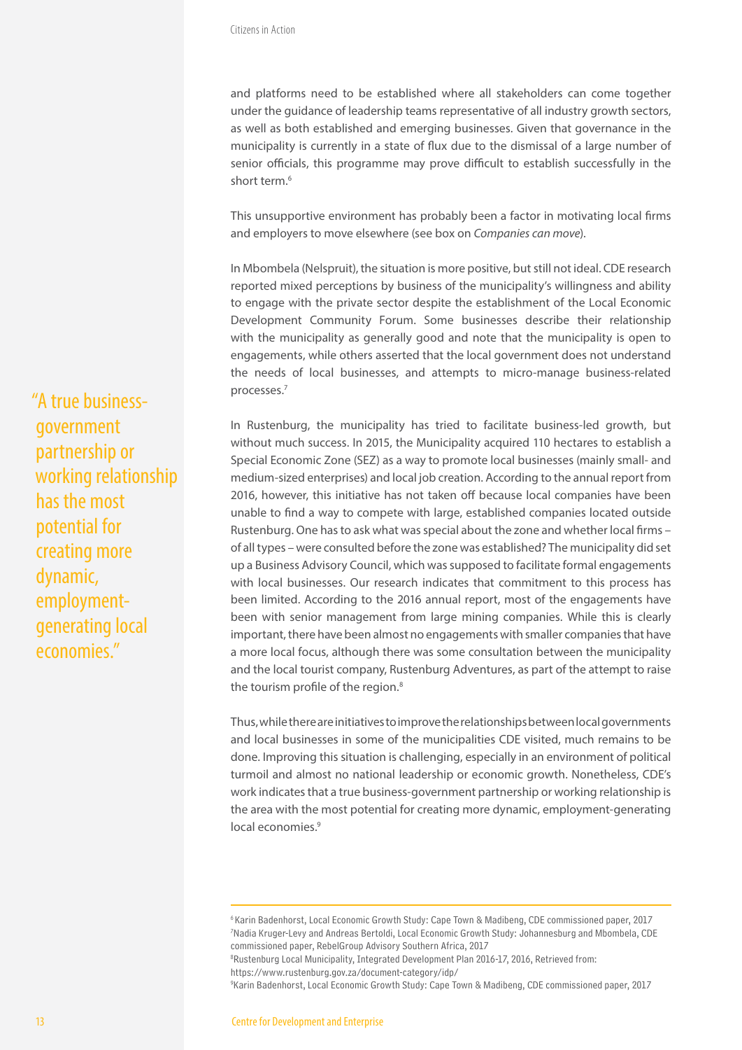and platforms need to be established where all stakeholders can come together under the guidance of leadership teams representative of all industry growth sectors, as well as both established and emerging businesses. Given that governance in the municipality is currently in a state of flux due to the dismissal of a large number of senior officials, this programme may prove difficult to establish successfully in the short term.[6]

This unsupportive environment has probably been a factor in motivating local firms and employers to move elsewhere (see box on *Companies can move*).

In Mbombela (Nelspruit), the situation is more positive, but still not ideal. CDE research reported mixed perceptions by business of the municipality's willingness and ability to engage with the private sector despite the establishment of the Local Economic Development Community Forum. Some businesses describe their relationship with the municipality as generally good and note that the municipality is open to engagements, while others asserted that the local government does not understand the needs of local businesses, and attempts to micro-manage business-related processes.[7]

> "A true business-government partnership or working relationship has the most potential for creating more dynamic, employment-generating local economies."

In Rustenburg, the municipality has tried to facilitate business-led growth, but without much success. In 2015, the Municipality acquired 110 hectares to establish a Special Economic Zone (SEZ) as a way to promote local businesses (mainly small- and medium-sized enterprises) and local job creation. According to the annual report from 2016, however, this initiative has not taken off because local companies have been unable to find a way to compete with large, established companies located outside Rustenburg. One has to ask what was special about the zone and whether local firms – of all types – were consulted before the zone was established? The municipality did set up a Business Advisory Council, which was supposed to facilitate formal engagements with local businesses. Our research indicates that commitment to this process has been limited. According to the 2016 annual report, most of the engagements have been with senior management from large mining companies. While this is clearly important, there have been almost no engagements with smaller companies that have a more local focus, although there was some consultation between the municipality and the local tourist company, Rustenburg Adventures, as part of the attempt to raise the tourism profile of the region.[8]

Thus, while there are initiatives to improve the relationships between local governments and local businesses in some of the municipalities CDE visited, much remains to be done. Improving this situation is challenging, especially in an environment of political turmoil and almost no national leadership or economic growth. Nonetheless, CDE's work indicates that a true business-government partnership or working relationship is the area with the most potential for creating more dynamic, employment-generating local economies.[9]

---

[6] Karin Badenhorst, Local Economic Growth Study: Cape Town & Madibeng, CDE commissioned paper, 2017

[7] Nadia Kruger-Levy and Andreas Bertoldi, Local Economic Growth Study: Johannesburg and Mbombela, CDE commissioned paper, RebelGroup Advisory Southern Africa, 2017

[8] Rustenburg Local Municipality, Integrated Development Plan 2016-17, 2016, Retrieved from: https://www.rustenburg.gov.za/document-category/idp/

[9] Karin Badenhorst, Local Economic Growth Study: Cape Town & Madibeng, CDE commissioned paper, 2017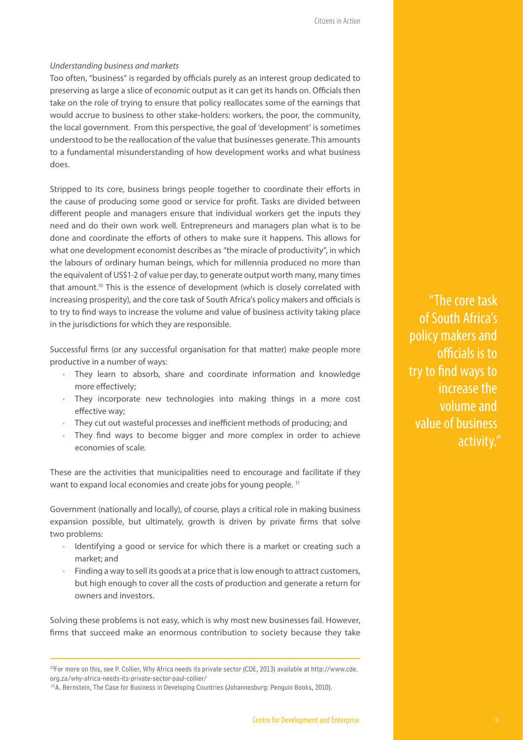*Understanding business and markets*

Too often, "business" is regarded by officials purely as an interest group dedicated to preserving as large a slice of economic output as it can get its hands on. Officials then take on the role of trying to ensure that policy reallocates some of the earnings that would accrue to business to other stake-holders: workers, the poor, the community, the local government. From this perspective, the goal of 'development' is sometimes understood to be the reallocation of the value that businesses generate. This amounts to a fundamental misunderstanding of how development works and what business does.

Stripped to its core, business brings people together to coordinate their efforts in the cause of producing some good or service for profit. Tasks are divided between different people and managers ensure that individual workers get the inputs they need and do their own work well. Entrepreneurs and managers plan what is to be done and coordinate the efforts of others to make sure it happens. This allows for what one development economist describes as "the miracle of productivity", in which the labours of ordinary human beings, which for millennia produced no more than the equivalent of US$1-2 of value per day, to generate output worth many, many times that amount.[10] This is the essence of development (which is closely correlated with increasing prosperity), and the core task of South Africa's policy makers and officials is to try to find ways to increase the volume and value of business activity taking place in the jurisdictions for which they are responsible.

> "The core task of South Africa's policy makers and officials is to try to find ways to increase the volume and value of business activity."

Successful firms (or any successful organisation for that matter) make people more productive in a number of ways:

- They learn to absorb, share and coordinate information and knowledge more effectively;
- They incorporate new technologies into making things in a more cost effective way;
- They cut out wasteful processes and inefficient methods of producing; and
- They find ways to become bigger and more complex in order to achieve economies of scale.

These are the activities that municipalities need to encourage and facilitate if they want to expand local economies and create jobs for young people.[11]

Government (nationally and locally), of course, plays a critical role in making business expansion possible, but ultimately, growth is driven by private firms that solve two problems:

- Identifying a good or service for which there is a market or creating such a market; and
- Finding a way to sell its goods at a price that is low enough to attract customers, but high enough to cover all the costs of production and generate a return for owners and investors.

Solving these problems is not easy, which is why most new businesses fail. However, firms that succeed make an enormous contribution to society because they take

---

[10] For more on this, see P. Collier, Why Africa needs its private sector (CDE, 2013) available at http://www.cde.org.za/why-africa-needs-its-private-sector-paul-collier/

[11] A. Bernstein, The Case for Business in Developing Countries (Johannesburg: Penguin Books, 2010).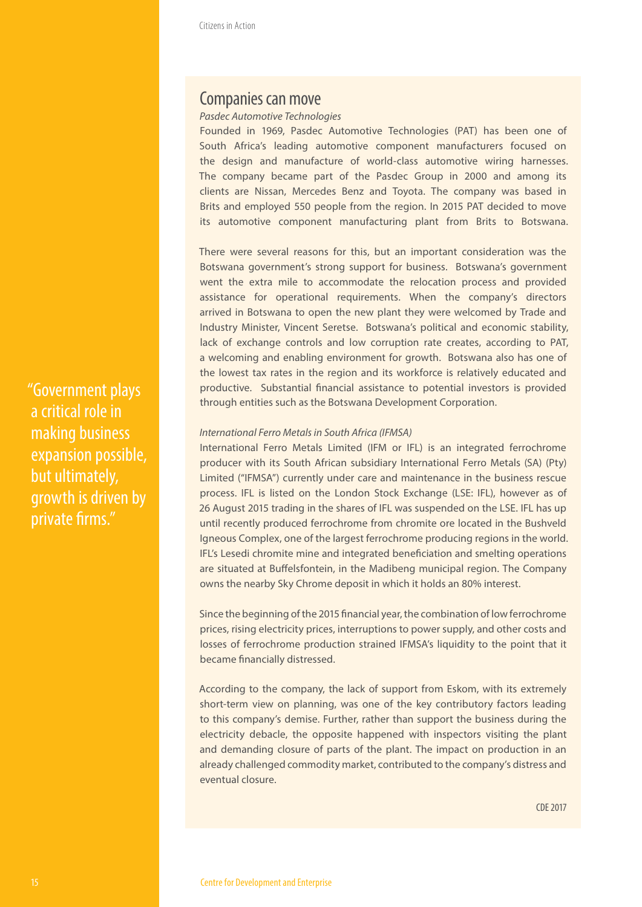"Government plays a critical role in making business expansion possible, but ultimately, growth is driven by private firms."

## Companies can move

*Pasdec Automotive Technologies*

Founded in 1969, Pasdec Automotive Technologies (PAT) has been one of South Africa's leading automotive component manufacturers focused on the design and manufacture of world-class automotive wiring harnesses. The company became part of the Pasdec Group in 2000 and among its clients are Nissan, Mercedes Benz and Toyota. The company was based in Brits and employed 550 people from the region. In 2015 PAT decided to move its automotive component manufacturing plant from Brits to Botswana.

There were several reasons for this, but an important consideration was the Botswana government's strong support for business. Botswana's government went the extra mile to accommodate the relocation process and provided assistance for operational requirements. When the company's directors arrived in Botswana to open the new plant they were welcomed by Trade and Industry Minister, Vincent Seretse. Botswana's political and economic stability, lack of exchange controls and low corruption rate creates, according to PAT, a welcoming and enabling environment for growth. Botswana also has one of the lowest tax rates in the region and its workforce is relatively educated and productive. Substantial financial assistance to potential investors is provided through entities such as the Botswana Development Corporation.

*International Ferro Metals in South Africa (IFMSA)*

International Ferro Metals Limited (IFM or IFL) is an integrated ferrochrome producer with its South African subsidiary International Ferro Metals (SA) (Pty) Limited ("IFMSA") currently under care and maintenance in the business rescue process. IFL is listed on the London Stock Exchange (LSE: IFL), however as of 26 August 2015 trading in the shares of IFL was suspended on the LSE. IFL has up until recently produced ferrochrome from chromite ore located in the Bushveld Igneous Complex, one of the largest ferrochrome producing regions in the world. IFL's Lesedi chromite mine and integrated beneficiation and smelting operations are situated at Buffelsfontein, in the Madibeng municipal region. The Company owns the nearby Sky Chrome deposit in which it holds an 80% interest.

Since the beginning of the 2015 financial year, the combination of low ferrochrome prices, rising electricity prices, interruptions to power supply, and other costs and losses of ferrochrome production strained IFMSA's liquidity to the point that it became financially distressed.

According to the company, the lack of support from Eskom, with its extremely short-term view on planning, was one of the key contributory factors leading to this company's demise. Further, rather than support the business during the electricity debacle, the opposite happened with inspectors visiting the plant and demanding closure of parts of the plant. The impact on production in an already challenged commodity market, contributed to the company's distress and eventual closure.

CDE 2017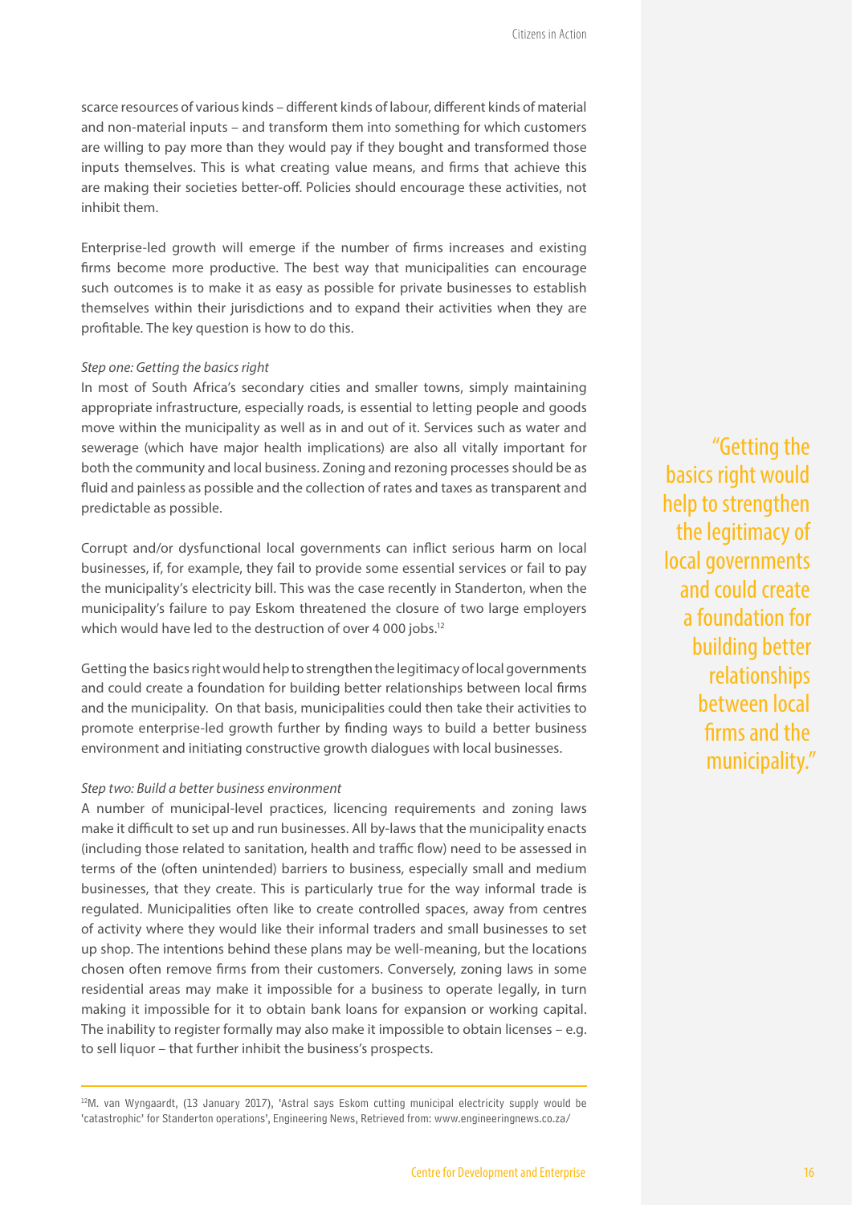scarce resources of various kinds – different kinds of labour, different kinds of material and non-material inputs – and transform them into something for which customers are willing to pay more than they would pay if they bought and transformed those inputs themselves. This is what creating value means, and firms that achieve this are making their societies better-off. Policies should encourage these activities, not inhibit them.

Enterprise-led growth will emerge if the number of firms increases and existing firms become more productive. The best way that municipalities can encourage such outcomes is to make it as easy as possible for private businesses to establish themselves within their jurisdictions and to expand their activities when they are profitable. The key question is how to do this.

*Step one: Getting the basics right*

In most of South Africa's secondary cities and smaller towns, simply maintaining appropriate infrastructure, especially roads, is essential to letting people and goods move within the municipality as well as in and out of it. Services such as water and sewerage (which have major health implications) are also all vitally important for both the community and local business. Zoning and rezoning processes should be as fluid and painless as possible and the collection of rates and taxes as transparent and predictable as possible.

Corrupt and/or dysfunctional local governments can inflict serious harm on local businesses, if, for example, they fail to provide some essential services or fail to pay the municipality's electricity bill. This was the case recently in Standerton, when the municipality's failure to pay Eskom threatened the closure of two large employers which would have led to the destruction of over 4 000 jobs.[12]

Getting the basics right would help to strengthen the legitimacy of local governments and could create a foundation for building better relationships between local firms and the municipality. On that basis, municipalities could then take their activities to promote enterprise-led growth further by finding ways to build a better business environment and initiating constructive growth dialogues with local businesses.

> "Getting the basics right would help to strengthen the legitimacy of local governments and could create a foundation for building better relationships between local firms and the municipality."

*Step two: Build a better business environment*

A number of municipal-level practices, licencing requirements and zoning laws make it difficult to set up and run businesses. All by-laws that the municipality enacts (including those related to sanitation, health and traffic flow) need to be assessed in terms of the (often unintended) barriers to business, especially small and medium businesses, that they create. This is particularly true for the way informal trade is regulated. Municipalities often like to create controlled spaces, away from centres of activity where they would like their informal traders and small businesses to set up shop. The intentions behind these plans may be well-meaning, but the locations chosen often remove firms from their customers. Conversely, zoning laws in some residential areas may make it impossible for a business to operate legally, in turn making it impossible for it to obtain bank loans for expansion or working capital. The inability to register formally may also make it impossible to obtain licenses – e.g. to sell liquor – that further inhibit the business's prospects.

---

[12] M. van Wyngaardt, (13 January 2017), 'Astral says Eskom cutting municipal electricity supply would be 'catastrophic' for Standerton operations', Engineering News, Retrieved from: www.engineeringnews.co.za/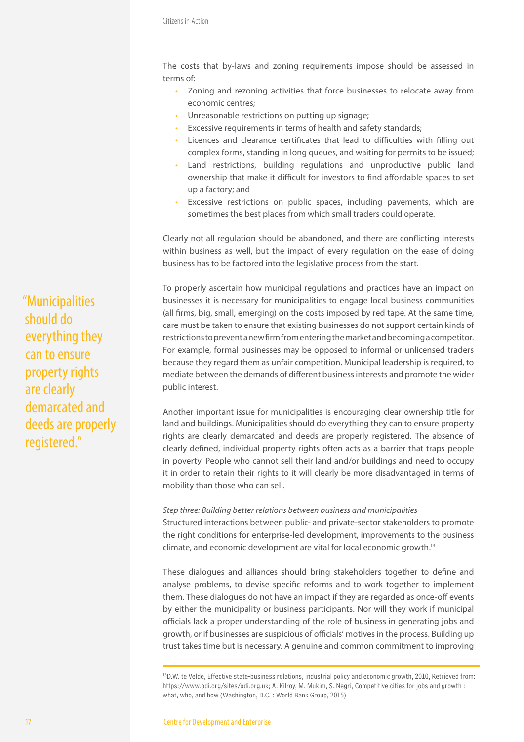The costs that by-laws and zoning requirements impose should be assessed in terms of:

- Zoning and rezoning activities that force businesses to relocate away from economic centres;
- Unreasonable restrictions on putting up signage;
- Excessive requirements in terms of health and safety standards;
- Licences and clearance certificates that lead to difficulties with filling out complex forms, standing in long queues, and waiting for permits to be issued;
- Land restrictions, building regulations and unproductive public land ownership that make it difficult for investors to find affordable spaces to set up a factory; and
- Excessive restrictions on public spaces, including pavements, which are sometimes the best places from which small traders could operate.

Clearly not all regulation should be abandoned, and there are conflicting interests within business as well, but the impact of every regulation on the ease of doing business has to be factored into the legislative process from the start.

To properly ascertain how municipal regulations and practices have an impact on businesses it is necessary for municipalities to engage local business communities (all firms, big, small, emerging) on the costs imposed by red tape. At the same time, care must be taken to ensure that existing businesses do not support certain kinds of restrictions to prevent a new firm from entering the market and becoming a competitor. For example, formal businesses may be opposed to informal or unlicensed traders because they regard them as unfair competition. Municipal leadership is required, to mediate between the demands of different business interests and promote the wider public interest.

> "Municipalities should do everything they can to ensure property rights are clearly demarcated and deeds are properly registered."

Another important issue for municipalities is encouraging clear ownership title for land and buildings. Municipalities should do everything they can to ensure property rights are clearly demarcated and deeds are properly registered. The absence of clearly defined, individual property rights often acts as a barrier that traps people in poverty. People who cannot sell their land and/or buildings and need to occupy it in order to retain their rights to it will clearly be more disadvantaged in terms of mobility than those who can sell.

*Step three: Building better relations between business and municipalities*

Structured interactions between public- and private-sector stakeholders to promote the right conditions for enterprise-led development, improvements to the business climate, and economic development are vital for local economic growth.[13]

These dialogues and alliances should bring stakeholders together to define and analyse problems, to devise specific reforms and to work together to implement them. These dialogues do not have an impact if they are regarded as once-off events by either the municipality or business participants. Nor will they work if municipal officials lack a proper understanding of the role of business in generating jobs and growth, or if businesses are suspicious of officials' motives in the process. Building up trust takes time but is necessary. A genuine and common commitment to improving

[13] D.W. te Velde, Effective state-business relations, industrial policy and economic growth, 2010, Retrieved from: https://www.odi.org/sites/odi.org.uk; A. Kilroy, M. Mukim, S. Negri, Competitive cities for jobs and growth : what, who, and how (Washington, D.C. : World Bank Group, 2015)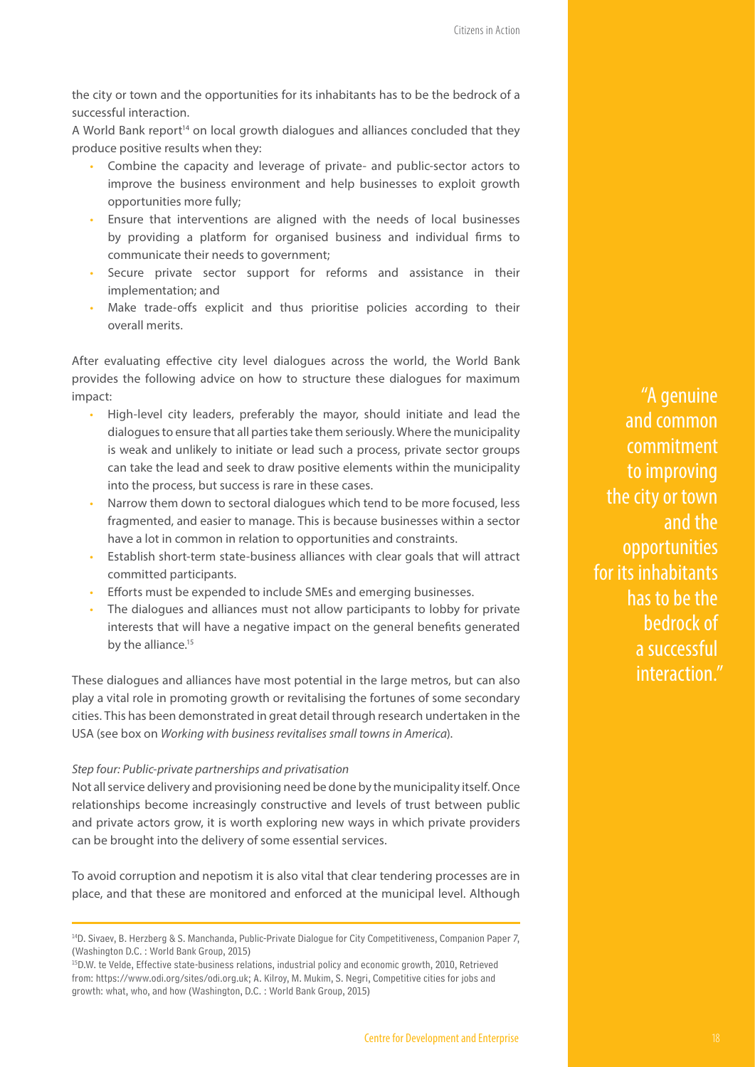the city or town and the opportunities for its inhabitants has to be the bedrock of a successful interaction.

A World Bank report[14] on local growth dialogues and alliances concluded that they produce positive results when they:

- Combine the capacity and leverage of private- and public-sector actors to improve the business environment and help businesses to exploit growth opportunities more fully;
- Ensure that interventions are aligned with the needs of local businesses by providing a platform for organised business and individual firms to communicate their needs to government;
- Secure private sector support for reforms and assistance in their implementation; and
- Make trade-offs explicit and thus prioritise policies according to their overall merits.

After evaluating effective city level dialogues across the world, the World Bank provides the following advice on how to structure these dialogues for maximum impact:

- High-level city leaders, preferably the mayor, should initiate and lead the dialogues to ensure that all parties take them seriously. Where the municipality is weak and unlikely to initiate or lead such a process, private sector groups can take the lead and seek to draw positive elements within the municipality into the process, but success is rare in these cases.
- Narrow them down to sectoral dialogues which tend to be more focused, less fragmented, and easier to manage. This is because businesses within a sector have a lot in common in relation to opportunities and constraints.
- Establish short-term state-business alliances with clear goals that will attract committed participants.
- Efforts must be expended to include SMEs and emerging businesses.
- The dialogues and alliances must not allow participants to lobby for private interests that will have a negative impact on the general benefits generated by the alliance.[15]

These dialogues and alliances have most potential in the large metros, but can also play a vital role in promoting growth or revitalising the fortunes of some secondary cities. This has been demonstrated in great detail through research undertaken in the USA (see box on *Working with business revitalises small towns in America*).

> "A genuine and common commitment to improving the city or town and the opportunities for its inhabitants has to be the bedrock of a successful interaction."

*Step four: Public-private partnerships and privatisation*

Not all service delivery and provisioning need be done by the municipality itself. Once relationships become increasingly constructive and levels of trust between public and private actors grow, it is worth exploring new ways in which private providers can be brought into the delivery of some essential services.

To avoid corruption and nepotism it is also vital that clear tendering processes are in place, and that these are monitored and enforced at the municipal level. Although

---

[14] D. Sivaev, B. Herzberg & S. Manchanda, Public-Private Dialogue for City Competitiveness, Companion Paper 7, (Washington D.C. : World Bank Group, 2015)

[15] D.W. te Velde, Effective state-business relations, industrial policy and economic growth, 2010, Retrieved from: https://www.odi.org/sites/odi.org.uk; A. Kilroy, M. Mukim, S. Negri, Competitive cities for jobs and growth: what, who, and how (Washington, D.C. : World Bank Group, 2015)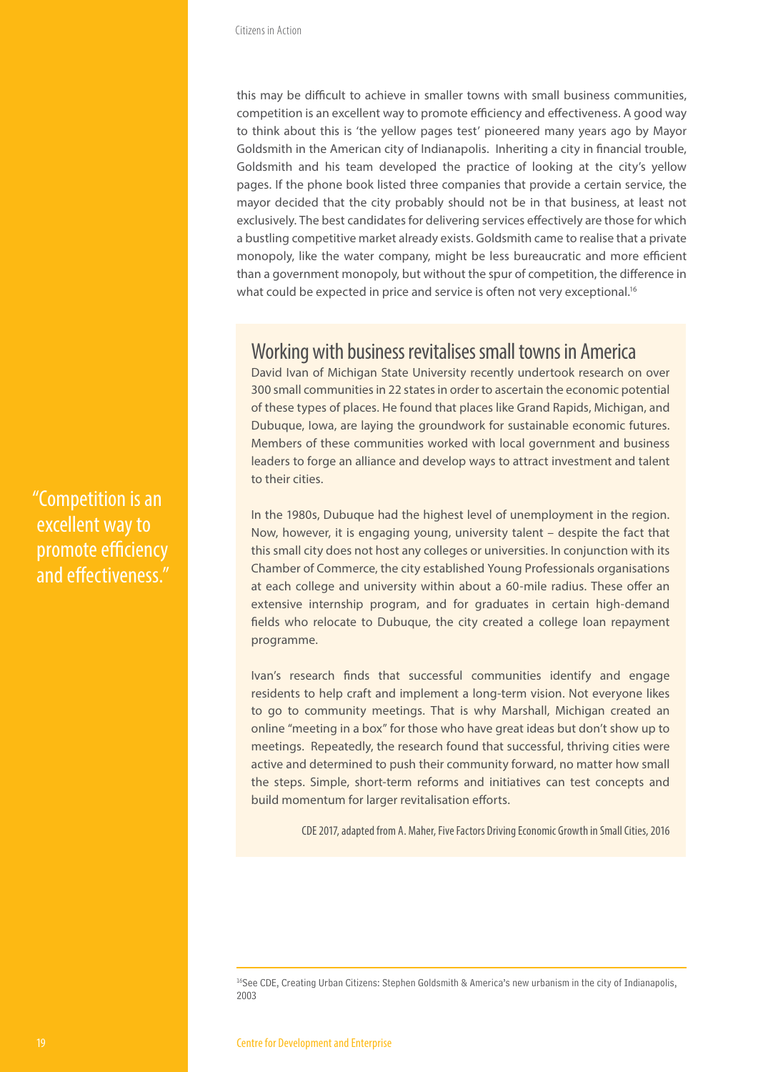this may be difficult to achieve in smaller towns with small business communities, competition is an excellent way to promote efficiency and effectiveness. A good way to think about this is 'the yellow pages test' pioneered many years ago by Mayor Goldsmith in the American city of Indianapolis. Inheriting a city in financial trouble, Goldsmith and his team developed the practice of looking at the city's yellow pages. If the phone book listed three companies that provide a certain service, the mayor decided that the city probably should not be in that business, at least not exclusively. The best candidates for delivering services effectively are those for which a bustling competitive market already exists. Goldsmith came to realise that a private monopoly, like the water company, might be less bureaucratic and more efficient than a government monopoly, but without the spur of competition, the difference in what could be expected in price and service is often not very exceptional.[16]

"Competition is an excellent way to promote efficiency and effectiveness."

## Working with business revitalises small towns in America

David Ivan of Michigan State University recently undertook research on over 300 small communities in 22 states in order to ascertain the economic potential of these types of places. He found that places like Grand Rapids, Michigan, and Dubuque, Iowa, are laying the groundwork for sustainable economic futures. Members of these communities worked with local government and business leaders to forge an alliance and develop ways to attract investment and talent to their cities.

In the 1980s, Dubuque had the highest level of unemployment in the region. Now, however, it is engaging young, university talent – despite the fact that this small city does not host any colleges or universities. In conjunction with its Chamber of Commerce, the city established Young Professionals organisations at each college and university within about a 60-mile radius. These offer an extensive internship program, and for graduates in certain high-demand fields who relocate to Dubuque, the city created a college loan repayment programme.

Ivan's research finds that successful communities identify and engage residents to help craft and implement a long-term vision. Not everyone likes to go to community meetings. That is why Marshall, Michigan created an online "meeting in a box" for those who have great ideas but don't show up to meetings. Repeatedly, the research found that successful, thriving cities were active and determined to push their community forward, no matter how small the steps. Simple, short-term reforms and initiatives can test concepts and build momentum for larger revitalisation efforts.

CDE 2017, adapted from A. Maher, Five Factors Driving Economic Growth in Small Cities, 2016

[16] See CDE, Creating Urban Citizens: Stephen Goldsmith & America's new urbanism in the city of Indianapolis, 2003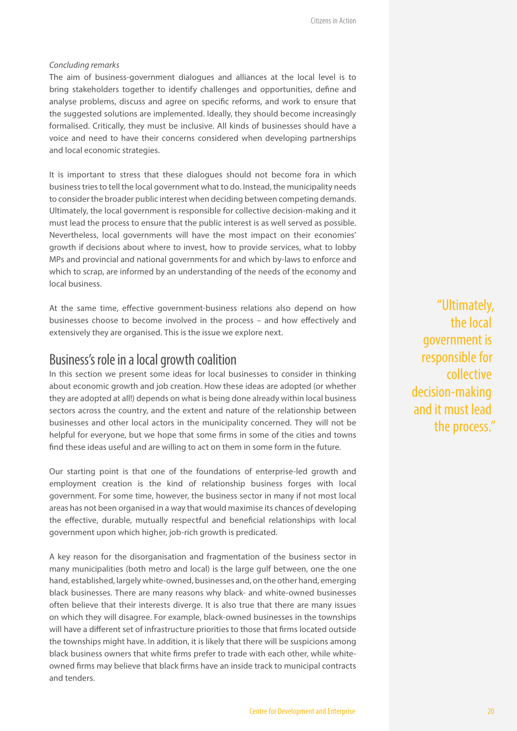*Concluding remarks*

The aim of business-government dialogues and alliances at the local level is to bring stakeholders together to identify challenges and opportunities, define and analyse problems, discuss and agree on specific reforms, and work to ensure that the suggested solutions are implemented. Ideally, they should become increasingly formalised. Critically, they must be inclusive. All kinds of businesses should have a voice and need to have their concerns considered when developing partnerships and local economic strategies.

It is important to stress that these dialogues should not become fora in which business tries to tell the local government what to do. Instead, the municipality needs to consider the broader public interest when deciding between competing demands. Ultimately, the local government is responsible for collective decision-making and it must lead the process to ensure that the public interest is as well served as possible. Nevertheless, local governments will have the most impact on their economies' growth if decisions about where to invest, how to provide services, what to lobby MPs and provincial and national governments for and which by-laws to enforce and which to scrap, are informed by an understanding of the needs of the economy and local business.

At the same time, effective government-business relations also depend on how businesses choose to become involved in the process – and how effectively and extensively they are organised. This is the issue we explore next.

> "Ultimately, the local government is responsible for collective decision-making and it must lead the process."

## Business's role in a local growth coalition

In this section we present some ideas for local businesses to consider in thinking about economic growth and job creation. How these ideas are adopted (or whether they are adopted at all!) depends on what is being done already within local business sectors across the country, and the extent and nature of the relationship between businesses and other local actors in the municipality concerned. They will not be helpful for everyone, but we hope that some firms in some of the cities and towns find these ideas useful and are willing to act on them in some form in the future.

Our starting point is that one of the foundations of enterprise-led growth and employment creation is the kind of relationship business forges with local government. For some time, however, the business sector in many if not most local areas has not been organised in a way that would maximise its chances of developing the effective, durable, mutually respectful and beneficial relationships with local government upon which higher, job-rich growth is predicated.

A key reason for the disorganisation and fragmentation of the business sector in many municipalities (both metro and local) is the large gulf between, one the one hand, established, largely white-owned, businesses and, on the other hand, emerging black businesses. There are many reasons why black- and white-owned businesses often believe that their interests diverge. It is also true that there are many issues on which they will disagree. For example, black-owned businesses in the townships will have a different set of infrastructure priorities to those that firms located outside the townships might have. In addition, it is likely that there will be suspicions among black business owners that white firms prefer to trade with each other, while white-owned firms may believe that black firms have an inside track to municipal contracts and tenders.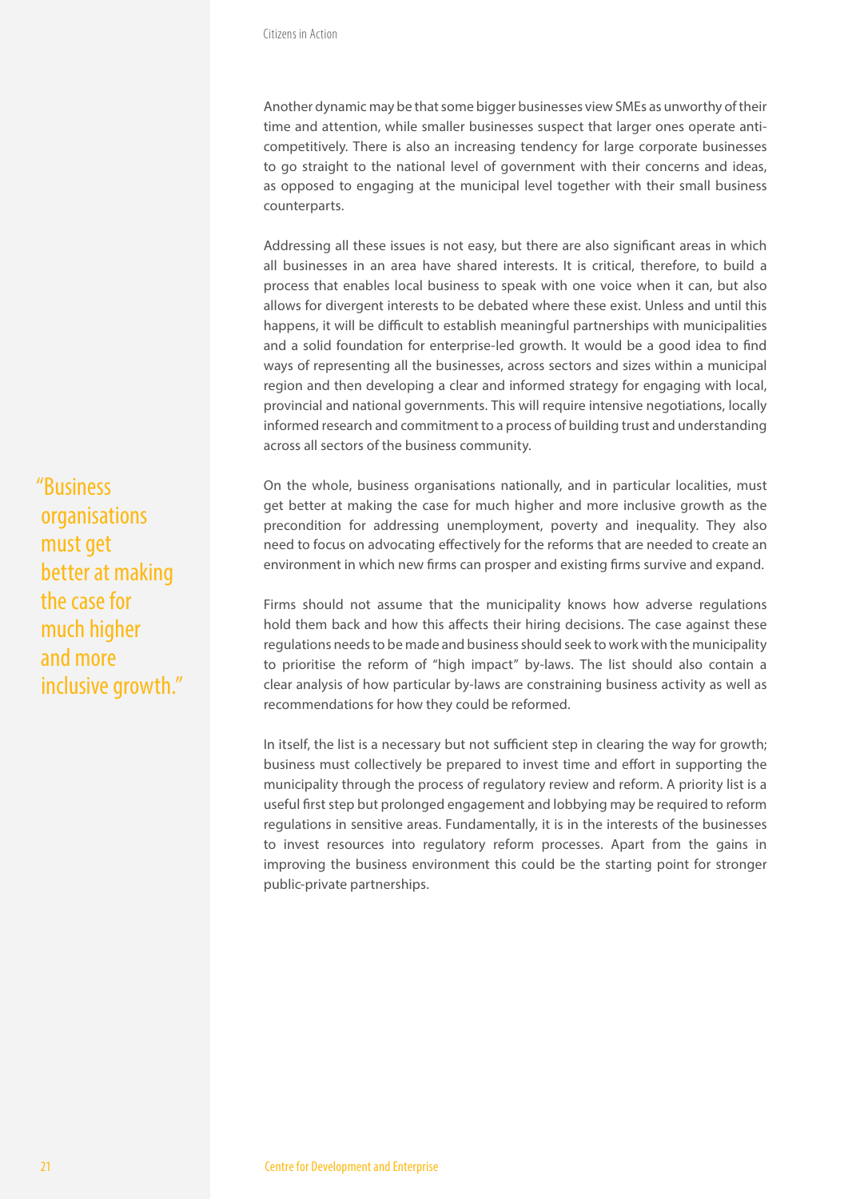Another dynamic may be that some bigger businesses view SMEs as unworthy of their time and attention, while smaller businesses suspect that larger ones operate anti-competitively. There is also an increasing tendency for large corporate businesses to go straight to the national level of government with their concerns and ideas, as opposed to engaging at the municipal level together with their small business counterparts.

Addressing all these issues is not easy, but there are also significant areas in which all businesses in an area have shared interests. It is critical, therefore, to build a process that enables local business to speak with one voice when it can, but also allows for divergent interests to be debated where these exist. Unless and until this happens, it will be difficult to establish meaningful partnerships with municipalities and a solid foundation for enterprise-led growth. It would be a good idea to find ways of representing all the businesses, across sectors and sizes within a municipal region and then developing a clear and informed strategy for engaging with local, provincial and national governments. This will require intensive negotiations, locally informed research and commitment to a process of building trust and understanding across all sectors of the business community.

> "Business organisations must get better at making the case for much higher and more inclusive growth."

On the whole, business organisations nationally, and in particular localities, must get better at making the case for much higher and more inclusive growth as the precondition for addressing unemployment, poverty and inequality. They also need to focus on advocating effectively for the reforms that are needed to create an environment in which new firms can prosper and existing firms survive and expand.

Firms should not assume that the municipality knows how adverse regulations hold them back and how this affects their hiring decisions. The case against these regulations needs to be made and business should seek to work with the municipality to prioritise the reform of "high impact" by-laws. The list should also contain a clear analysis of how particular by-laws are constraining business activity as well as recommendations for how they could be reformed.

In itself, the list is a necessary but not sufficient step in clearing the way for growth; business must collectively be prepared to invest time and effort in supporting the municipality through the process of regulatory review and reform. A priority list is a useful first step but prolonged engagement and lobbying may be required to reform regulations in sensitive areas. Fundamentally, it is in the interests of the businesses to invest resources into regulatory reform processes. Apart from the gains in improving the business environment this could be the starting point for stronger public-private partnerships.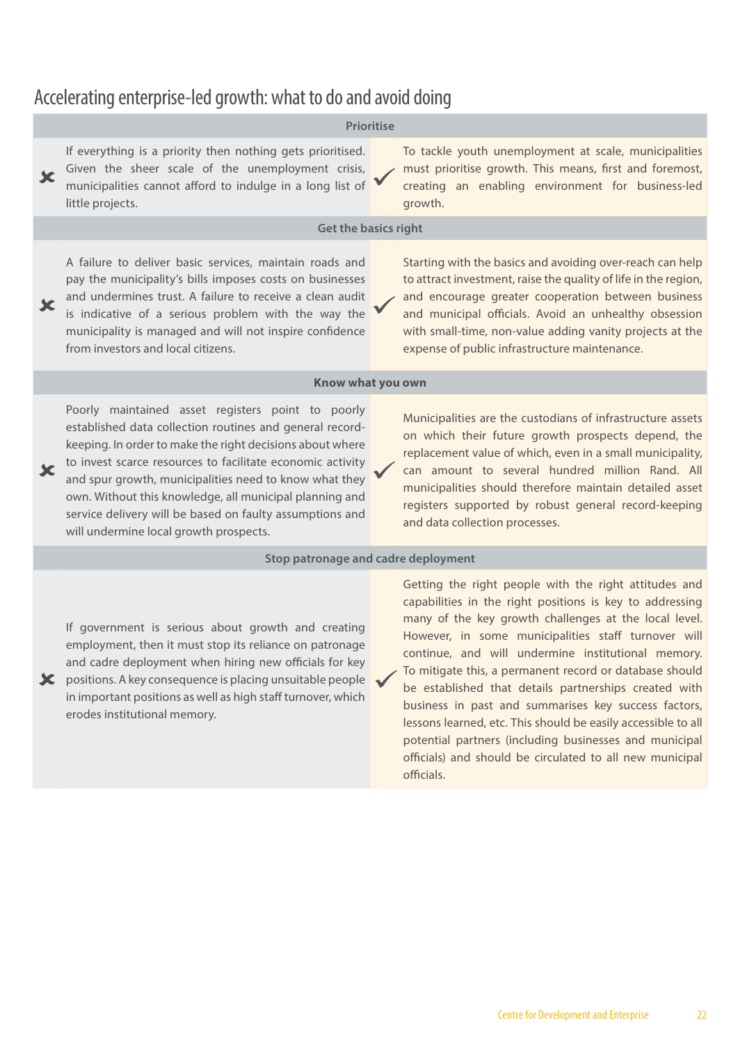## Accelerating enterprise-led growth: what to do and avoid doing

| ✗ Avoid | ✓ Do |
|---|---|
| **Prioritise** | |
| If everything is a priority then nothing gets prioritised. Given the sheer scale of the unemployment crisis, municipalities cannot afford to indulge in a long list of little projects. | To tackle youth unemployment at scale, municipalities must prioritise growth. This means, first and foremost, creating an enabling environment for business-led growth. |
| **Get the basics right** | |
| A failure to deliver basic services, maintain roads and pay the municipality's bills imposes costs on businesses and undermines trust. A failure to receive a clean audit is indicative of a serious problem with the way the municipality is managed and will not inspire confidence from investors and local citizens. | Starting with the basics and avoiding over-reach can help to attract investment, raise the quality of life in the region, and encourage greater cooperation between business and municipal officials. Avoid an unhealthy obsession with small-time, non-value adding vanity projects at the expense of public infrastructure maintenance. |
| **Know what you own** | |
| Poorly maintained asset registers point to poorly established data collection routines and general record-keeping. In order to make the right decisions about where to invest scarce resources to facilitate economic activity and spur growth, municipalities need to know what they own. Without this knowledge, all municipal planning and service delivery will be based on faulty assumptions and will undermine local growth prospects. | Municipalities are the custodians of infrastructure assets on which their future growth prospects depend, the replacement value of which, even in a small municipality, can amount to several hundred million Rand. All municipalities should therefore maintain detailed asset registers supported by robust general record-keeping and data collection processes. |
| **Stop patronage and cadre deployment** | |
| If government is serious about growth and creating employment, then it must stop its reliance on patronage and cadre deployment when hiring new officials for key positions. A key consequence is placing unsuitable people in important positions as well as high staff turnover, which erodes institutional memory. | Getting the right people with the right attitudes and capabilities in the right positions is key to addressing many of the key growth challenges at the local level. However, in some municipalities staff turnover will continue, and will undermine institutional memory. To mitigate this, a permanent record or database should be established that details partnerships created with business in past and summarises key success factors, lessons learned, etc. This should be easily accessible to all potential partners (including businesses and municipal officials) and should be circulated to all new municipal officials. |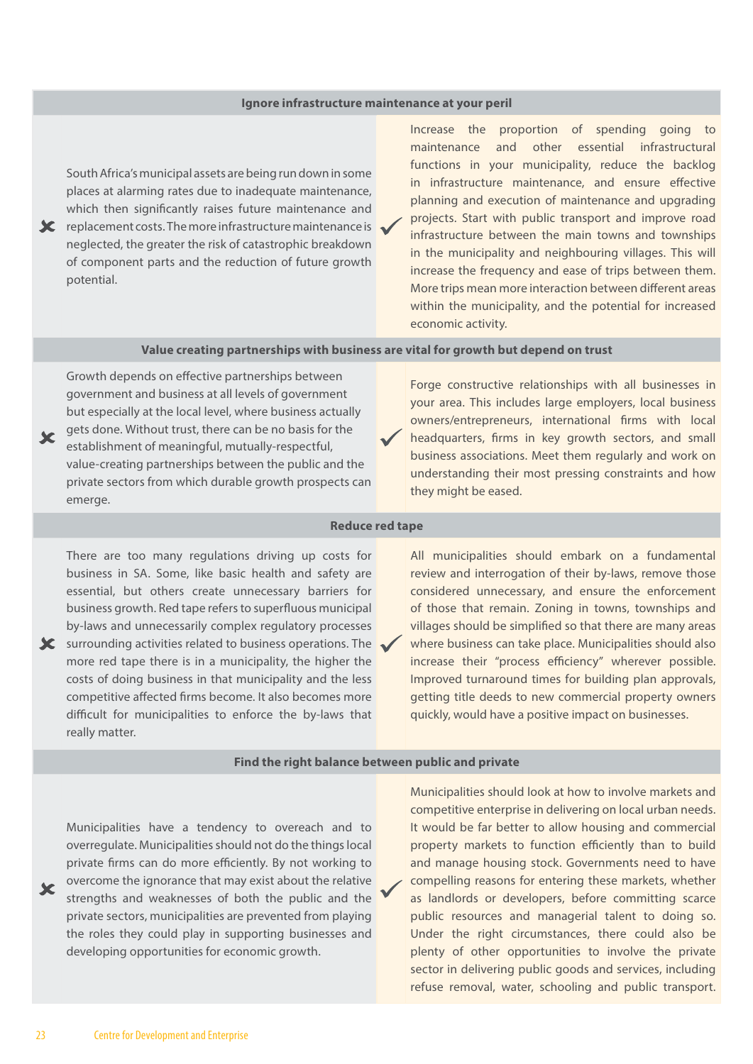### Ignore infrastructure maintenance at your peril

✗ South Africa's municipal assets are being run down in some places at alarming rates due to inadequate maintenance, which then significantly raises future maintenance and replacement costs. The more infrastructure maintenance is neglected, the greater the risk of catastrophic breakdown of component parts and the reduction of future growth potential.

✓ Increase the proportion of spending going to maintenance and other essential infrastructural functions in your municipality, reduce the backlog in infrastructure maintenance, and ensure effective planning and execution of maintenance and upgrading projects. Start with public transport and improve road infrastructure between the main towns and townships in the municipality and neighbouring villages. This will increase the frequency and ease of trips between them. More trips mean more interaction between different areas within the municipality, and the potential for increased economic activity.

### Value creating partnerships with business are vital for growth but depend on trust

✗ Growth depends on effective partnerships between government and business at all levels of government but especially at the local level, where business actually gets done. Without trust, there can be no basis for the establishment of meaningful, mutually-respectful, value-creating partnerships between the public and the private sectors from which durable growth prospects can emerge.

✓ Forge constructive relationships with all businesses in your area. This includes large employers, local business owners/entrepreneurs, international firms with local headquarters, firms in key growth sectors, and small business associations. Meet them regularly and work on understanding their most pressing constraints and how they might be eased.

### Reduce red tape

✗ There are too many regulations driving up costs for business in SA. Some, like basic health and safety are essential, but others create unnecessary barriers for business growth. Red tape refers to superfluous municipal by-laws and unnecessarily complex regulatory processes surrounding activities related to business operations. The more red tape there is in a municipality, the higher the costs of doing business in that municipality and the less competitive affected firms become. It also becomes more difficult for municipalities to enforce the by-laws that really matter.

✓ All municipalities should embark on a fundamental review and interrogation of their by-laws, remove those considered unnecessary, and ensure the enforcement of those that remain. Zoning in towns, townships and villages should be simplified so that there are many areas where business can take place. Municipalities should also increase their "process efficiency" wherever possible. Improved turnaround times for building plan approvals, getting title deeds to new commercial property owners quickly, would have a positive impact on businesses.

### Find the right balance between public and private

✗ Municipalities have a tendency to overreach and to overregulate. Municipalities should not do the things local private firms can do more efficiently. By not working to overcome the ignorance that may exist about the relative strengths and weaknesses of both the public and the private sectors, municipalities are prevented from playing the roles they could play in supporting businesses and developing opportunities for economic growth.

✓ Municipalities should look at how to involve markets and competitive enterprise in delivering on local urban needs. It would be far better to allow housing and commercial property markets to function efficiently than to build and manage housing stock. Governments need to have compelling reasons for entering these markets, whether as landlords or developers, before committing scarce public resources and managerial talent to doing so. Under the right circumstances, there could also be plenty of other opportunities to involve the private sector in delivering public goods and services, including refuse removal, water, schooling and public transport.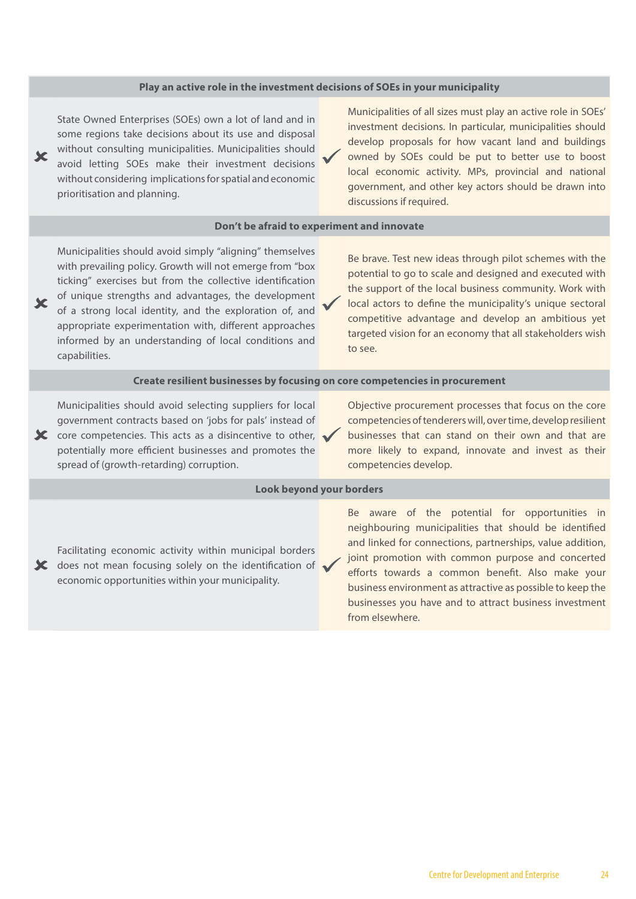| Play an active role in the investment decisions of SOEs in your municipality | |
|---|---|
| ✗ State Owned Enterprises (SOEs) own a lot of land and in some regions take decisions about its use and disposal without consulting municipalities. Municipalities should avoid letting SOEs make their investment decisions without considering implications for spatial and economic prioritisation and planning. | ✓ Municipalities of all sizes must play an active role in SOEs' investment decisions. In particular, municipalities should develop proposals for how vacant land and buildings owned by SOEs could be put to better use to boost local economic activity. MPs, provincial and national government, and other key actors should be drawn into discussions if required. |
| **Don't be afraid to experiment and innovate** | |
| ✗ Municipalities should avoid simply "aligning" themselves with prevailing policy. Growth will not emerge from "box ticking" exercises but from the collective identification of unique strengths and advantages, the development of a strong local identity, and the exploration of, and appropriate experimentation with, different approaches informed by an understanding of local conditions and capabilities. | ✓ Be brave. Test new ideas through pilot schemes with the potential to go to scale and designed and executed with the support of the local business community. Work with local actors to define the municipality's unique sectoral competitive advantage and develop an ambitious yet targeted vision for an economy that all stakeholders wish to see. |
| **Create resilient businesses by focusing on core competencies in procurement** | |
| ✗ Municipalities should avoid selecting suppliers for local government contracts based on 'jobs for pals' instead of core competencies. This acts as a disincentive to other, potentially more efficient businesses and promotes the spread of (growth-retarding) corruption. | ✓ Objective procurement processes that focus on the core competencies of tenderers will, over time, develop resilient businesses that can stand on their own and that are more likely to expand, innovate and invest as their competencies develop. |
| **Look beyond your borders** | |
| ✗ Facilitating economic activity within municipal borders does not mean focusing solely on the identification of economic opportunities within your municipality. | ✓ Be aware of the potential for opportunities in neighbouring municipalities that should be identified and linked for connections, partnerships, value addition, joint promotion with common purpose and concerted efforts towards a common benefit. Also make your business environment as attractive as possible to keep the businesses you have and to attract business investment from elsewhere. |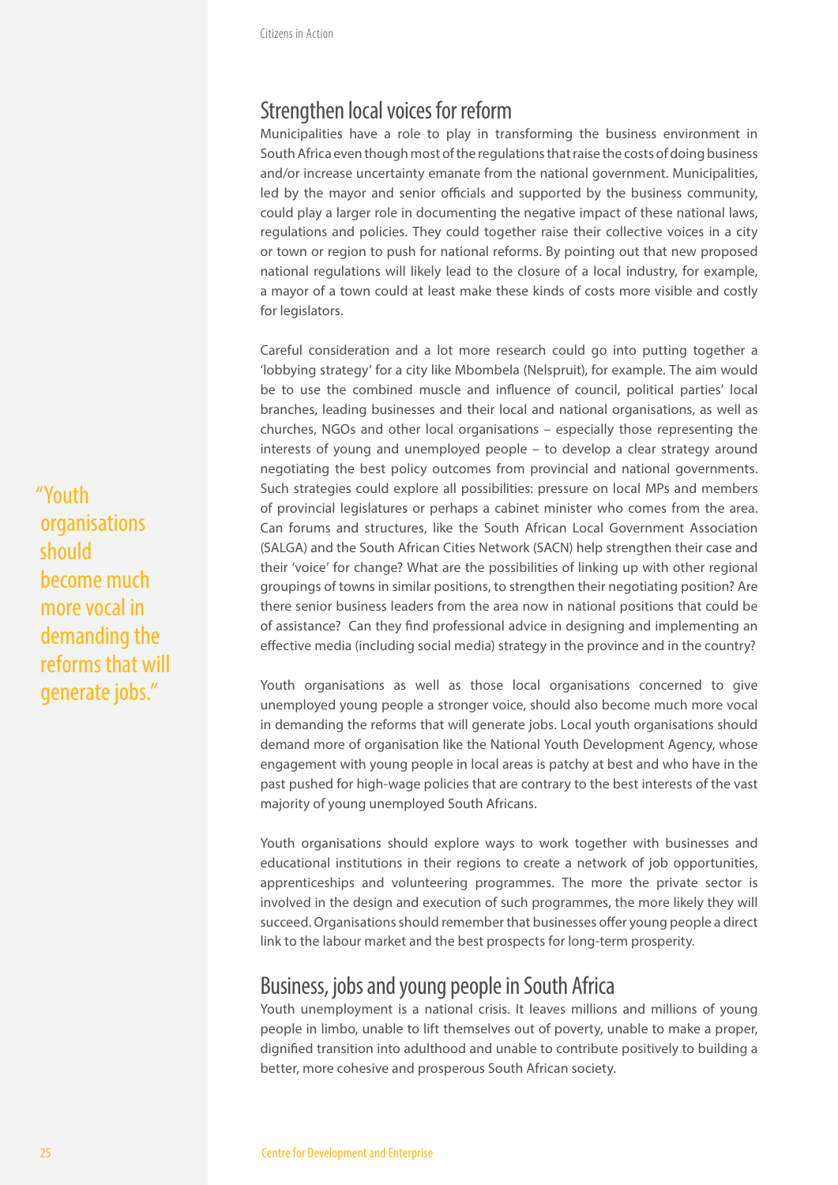## Strengthen local voices for reform

Municipalities have a role to play in transforming the business environment in South Africa even though most of the regulations that raise the costs of doing business and/or increase uncertainty emanate from the national government. Municipalities, led by the mayor and senior officials and supported by the business community, could play a larger role in documenting the negative impact of these national laws, regulations and policies. They could together raise their collective voices in a city or town or region to push for national reforms. By pointing out that new proposed national regulations will likely lead to the closure of a local industry, for example, a mayor of a town could at least make these kinds of costs more visible and costly for legislators.

Careful consideration and a lot more research could go into putting together a 'lobbying strategy' for a city like Mbombela (Nelspruit), for example. The aim would be to use the combined muscle and influence of council, political parties' local branches, leading businesses and their local and national organisations, as well as churches, NGOs and other local organisations – especially those representing the interests of young and unemployed people – to develop a clear strategy around negotiating the best policy outcomes from provincial and national governments. Such strategies could explore all possibilities: pressure on local MPs and members of provincial legislatures or perhaps a cabinet minister who comes from the area. Can forums and structures, like the South African Local Government Association (SALGA) and the South African Cities Network (SACN) help strengthen their case and their 'voice' for change? What are the possibilities of linking up with other regional groupings of towns in similar positions, to strengthen their negotiating position? Are there senior business leaders from the area now in national positions that could be of assistance? Can they find professional advice in designing and implementing an effective media (including social media) strategy in the province and in the country?

> "Youth organisations should become much more vocal in demanding the reforms that will generate jobs."

Youth organisations as well as those local organisations concerned to give unemployed young people a stronger voice, should also become much more vocal in demanding the reforms that will generate jobs. Local youth organisations should demand more of organisation like the National Youth Development Agency, whose engagement with young people in local areas is patchy at best and who have in the past pushed for high-wage policies that are contrary to the best interests of the vast majority of young unemployed South Africans.

Youth organisations should explore ways to work together with businesses and educational institutions in their regions to create a network of job opportunities, apprenticeships and volunteering programmes. The more the private sector is involved in the design and execution of such programmes, the more likely they will succeed. Organisations should remember that businesses offer young people a direct link to the labour market and the best prospects for long-term prosperity.

## Business, jobs and young people in South Africa

Youth unemployment is a national crisis. It leaves millions and millions of young people in limbo, unable to lift themselves out of poverty, unable to make a proper, dignified transition into adulthood and unable to contribute positively to building a better, more cohesive and prosperous South African society.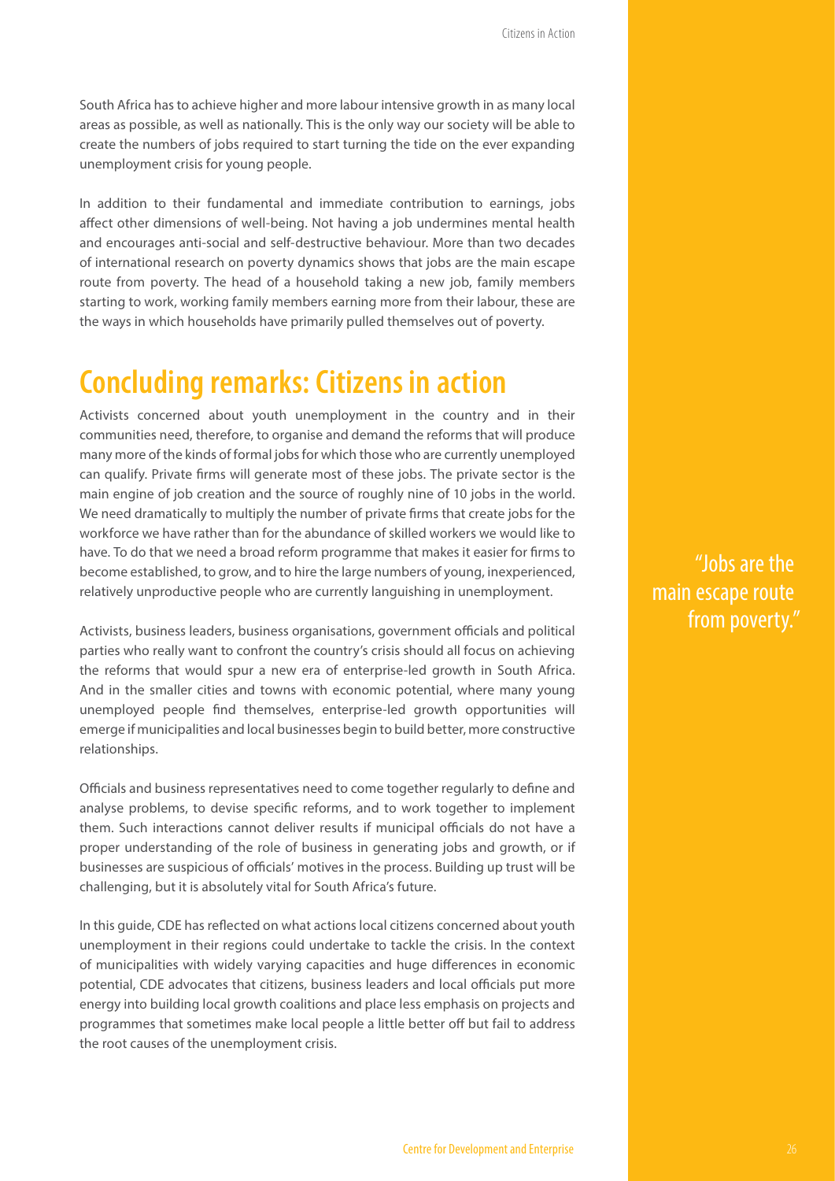South Africa has to achieve higher and more labour intensive growth in as many local areas as possible, as well as nationally. This is the only way our society will be able to create the numbers of jobs required to start turning the tide on the ever expanding unemployment crisis for young people.

In addition to their fundamental and immediate contribution to earnings, jobs affect other dimensions of well-being. Not having a job undermines mental health and encourages anti-social and self-destructive behaviour. More than two decades of international research on poverty dynamics shows that jobs are the main escape route from poverty. The head of a household taking a new job, family members starting to work, working family members earning more from their labour, these are the ways in which households have primarily pulled themselves out of poverty.

## Concluding remarks: Citizens in action

Activists concerned about youth unemployment in the country and in their communities need, therefore, to organise and demand the reforms that will produce many more of the kinds of formal jobs for which those who are currently unemployed can qualify. Private firms will generate most of these jobs. The private sector is the main engine of job creation and the source of roughly nine of 10 jobs in the world. We need dramatically to multiply the number of private firms that create jobs for the workforce we have rather than for the abundance of skilled workers we would like to have. To do that we need a broad reform programme that makes it easier for firms to become established, to grow, and to hire the large numbers of young, inexperienced, relatively unproductive people who are currently languishing in unemployment.

> "Jobs are the main escape route from poverty."

Activists, business leaders, business organisations, government officials and political parties who really want to confront the country's crisis should all focus on achieving the reforms that would spur a new era of enterprise-led growth in South Africa. And in the smaller cities and towns with economic potential, where many young unemployed people find themselves, enterprise-led growth opportunities will emerge if municipalities and local businesses begin to build better, more constructive relationships.

Officials and business representatives need to come together regularly to define and analyse problems, to devise specific reforms, and to work together to implement them. Such interactions cannot deliver results if municipal officials do not have a proper understanding of the role of business in generating jobs and growth, or if businesses are suspicious of officials' motives in the process. Building up trust will be challenging, but it is absolutely vital for South Africa's future.

In this guide, CDE has reflected on what actions local citizens concerned about youth unemployment in their regions could undertake to tackle the crisis. In the context of municipalities with widely varying capacities and huge differences in economic potential, CDE advocates that citizens, business leaders and local officials put more energy into building local growth coalitions and place less emphasis on projects and programmes that sometimes make local people a little better off but fail to address the root causes of the unemployment crisis.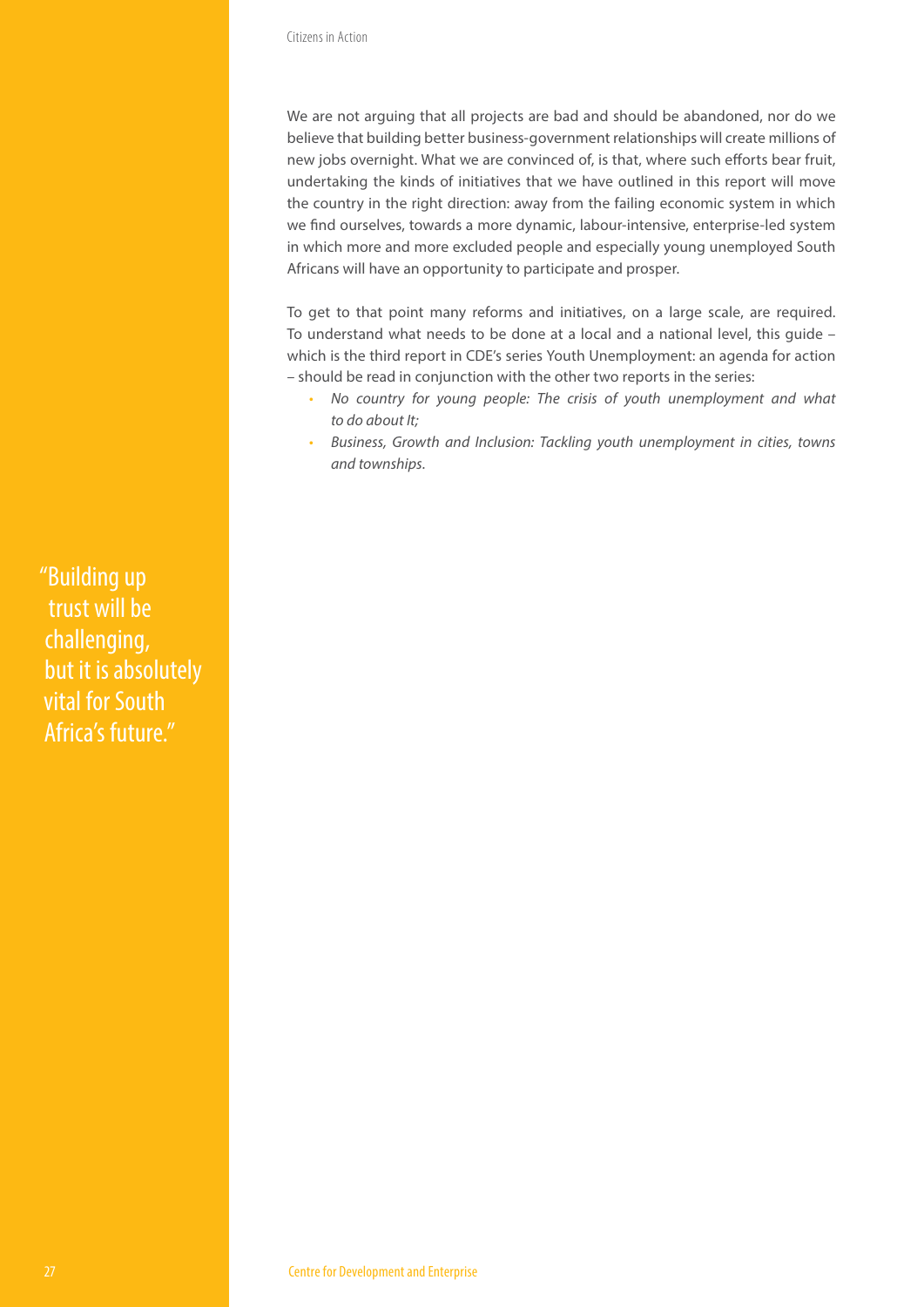We are not arguing that all projects are bad and should be abandoned, nor do we believe that building better business-government relationships will create millions of new jobs overnight. What we are convinced of, is that, where such efforts bear fruit, undertaking the kinds of initiatives that we have outlined in this report will move the country in the right direction: away from the failing economic system in which we find ourselves, towards a more dynamic, labour-intensive, enterprise-led system in which more and more excluded people and especially young unemployed South Africans will have an opportunity to participate and prosper.

To get to that point many reforms and initiatives, on a large scale, are required. To understand what needs to be done at a local and a national level, this guide – which is the third report in CDE's series Youth Unemployment: an agenda for action – should be read in conjunction with the other two reports in the series:

- *No country for young people: The crisis of youth unemployment and what to do about It;*
- *Business, Growth and Inclusion: Tackling youth unemployment in cities, towns and townships.*

"Building up trust will be challenging, but it is absolutely vital for South Africa's future."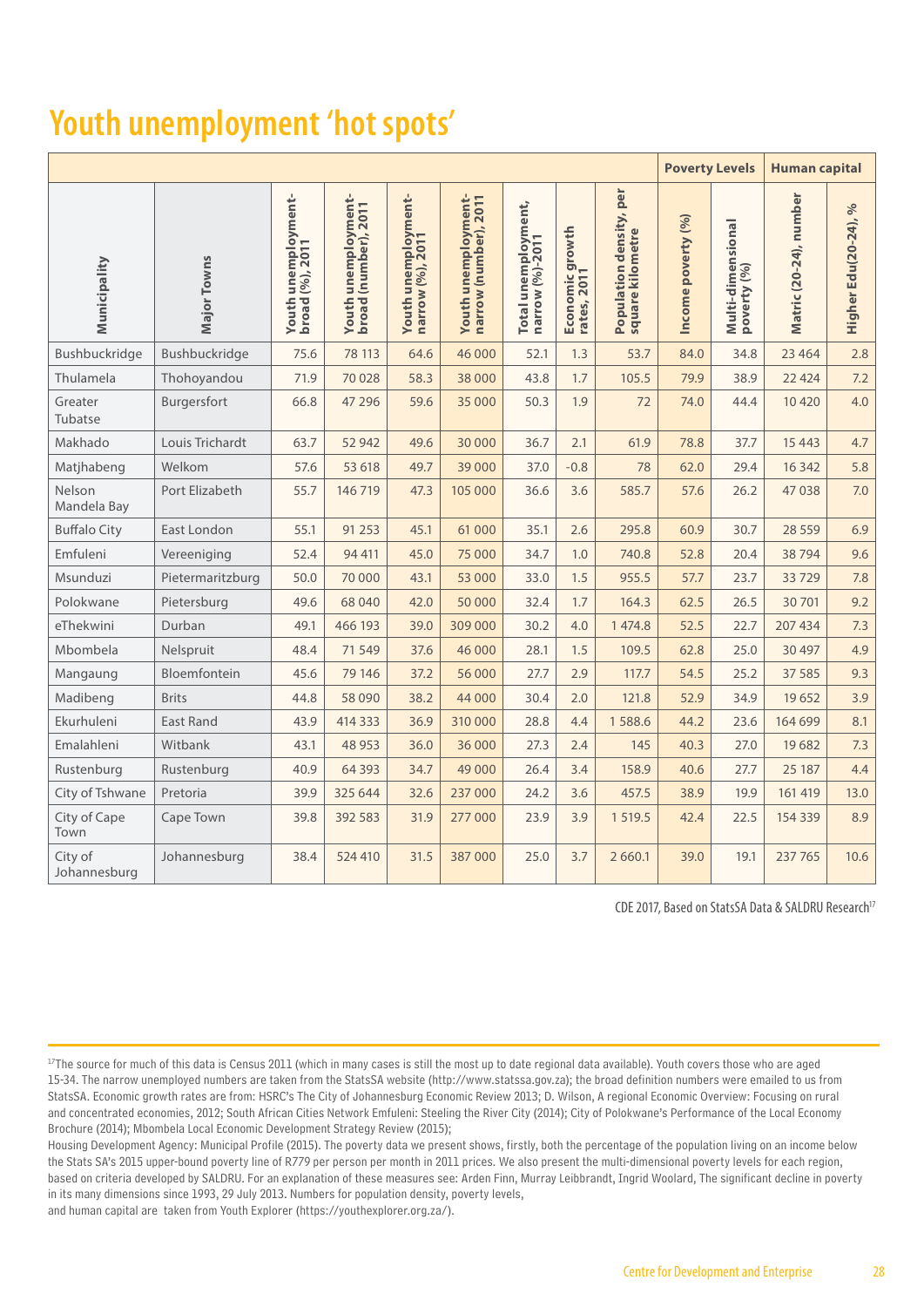# Youth unemployment 'hot spots'

| | | | | | | | | | Poverty Levels | | Human capital | |
|---|---|---|---|---|---|---|---|---|---|---|---|---|
| Municipality | Major Towns | Youth unemployment-broad (%), 2011 | Youth unemployment-broad (number), 2011 | Youth unemployment-narrow (%), 2011 | Youth unemployment-narrow (number), 2011 | Total unemployment, narrow (%)-2011 | Economic growth rates, 2011 | Population density, per square kilometre | Income poverty (%) | Multi-dimensional poverty (%) | Matric (20-24), number | Higher Edu(20-24), % |
| Bushbuckridge | Bushbuckridge | 75.6 | 78 113 | 64.6 | 46 000 | 52.1 | 1.3 | 53.7 | 84.0 | 34.8 | 23 464 | 2.8 |
| Thulamela | Thohoyandou | 71.9 | 70 028 | 58.3 | 38 000 | 43.8 | 1.7 | 105.5 | 79.9 | 38.9 | 22 424 | 7.2 |
| Greater Tubatse | Burgersfort | 66.8 | 47 296 | 59.6 | 35 000 | 50.3 | 1.9 | 72 | 74.0 | 44.4 | 10 420 | 4.0 |
| Makhado | Louis Trichardt | 63.7 | 52 942 | 49.6 | 30 000 | 36.7 | 2.1 | 61.9 | 78.8 | 37.7 | 15 443 | 4.7 |
| Matjhabeng | Welkom | 57.6 | 53 618 | 49.7 | 39 000 | 37.0 | -0.8 | 78 | 62.0 | 29.4 | 16 342 | 5.8 |
| Nelson Mandela Bay | Port Elizabeth | 55.7 | 146 719 | 47.3 | 105 000 | 36.6 | 3.6 | 585.7 | 57.6 | 26.2 | 47 038 | 7.0 |
| Buffalo City | East London | 55.1 | 91 253 | 45.1 | 61 000 | 35.1 | 2.6 | 295.8 | 60.9 | 30.7 | 28 559 | 6.9 |
| Emfuleni | Vereeniging | 52.4 | 94 411 | 45.0 | 75 000 | 34.7 | 1.0 | 740.8 | 52.8 | 20.4 | 38 794 | 9.6 |
| Msunduzi | Pietermaritzburg | 50.0 | 70 000 | 43.1 | 53 000 | 33.0 | 1.5 | 955.5 | 57.7 | 23.7 | 33 729 | 7.8 |
| Polokwane | Pietersburg | 49.6 | 68 040 | 42.0 | 50 000 | 32.4 | 1.7 | 164.3 | 62.5 | 26.5 | 30 701 | 9.2 |
| eThekwini | Durban | 49.1 | 466 193 | 39.0 | 309 000 | 30.2 | 4.0 | 1 474.8 | 52.5 | 22.7 | 207 434 | 7.3 |
| Mbombela | Nelspruit | 48.4 | 71 549 | 37.6 | 46 000 | 28.1 | 1.5 | 109.5 | 62.8 | 25.0 | 30 497 | 4.9 |
| Mangaung | Bloemfontein | 45.6 | 79 146 | 37.2 | 56 000 | 27.7 | 2.9 | 117.7 | 54.5 | 25.2 | 37 585 | 9.3 |
| Madibeng | Brits | 44.8 | 58 090 | 38.2 | 44 000 | 30.4 | 2.0 | 121.8 | 52.9 | 34.9 | 19 652 | 3.9 |
| Ekurhuleni | East Rand | 43.9 | 414 333 | 36.9 | 310 000 | 28.8 | 4.4 | 1 588.6 | 44.2 | 23.6 | 164 699 | 8.1 |
| Emalahleni | Witbank | 43.1 | 48 953 | 36.0 | 36 000 | 27.3 | 2.4 | 145 | 40.3 | 27.0 | 19 682 | 7.3 |
| Rustenburg | Rustenburg | 40.9 | 64 393 | 34.7 | 49 000 | 26.4 | 3.4 | 158.9 | 40.6 | 27.7 | 25 187 | 4.4 |
| City of Tshwane | Pretoria | 39.9 | 325 644 | 32.6 | 237 000 | 24.2 | 3.6 | 457.5 | 38.9 | 19.9 | 161 419 | 13.0 |
| City of Cape Town | Cape Town | 39.8 | 392 583 | 31.9 | 277 000 | 23.9 | 3.9 | 1 519.5 | 42.4 | 22.5 | 154 339 | 8.9 |
| City of Johannesburg | Johannesburg | 38.4 | 524 410 | 31.5 | 387 000 | 25.0 | 3.7 | 2 660.1 | 39.0 | 19.1 | 237 765 | 10.6 |

CDE 2017, Based on StatsSA Data & SALDRU Research[17]

[17] The source for much of this data is Census 2011 (which in many cases is still the most up to date regional data available). Youth covers those who are aged 15-34. The narrow unemployed numbers are taken from the StatsSA website (http://www.statssa.gov.za); the broad definition numbers were emailed to us from StatsSA. Economic growth rates are from: HSRC's The City of Johannesburg Economic Review 2013; D. Wilson, A regional Economic Overview: Focusing on rural and concentrated economies, 2012; South African Cities Network Emfuleni: Steeling the River City (2014); City of Polokwane's Performance of the Local Economy Brochure (2014); Mbombela Local Economic Development Strategy Review (2015);
Housing Development Agency: Municipal Profile (2015). The poverty data we present shows, firstly, both the percentage of the population living on an income below the Stats SA's 2015 upper-bound poverty line of R779 per person per month in 2011 prices. We also present the multi-dimensional poverty levels for each region, based on criteria developed by SALDRU. For an explanation of these measures see: Arden Finn, Murray Leibbrandt, Ingrid Woolard, The significant decline in poverty in its many dimensions since 1993, 29 July 2013. Numbers for population density, poverty levels,
and human capital are taken from Youth Explorer (https://youthexplorer.org.za/).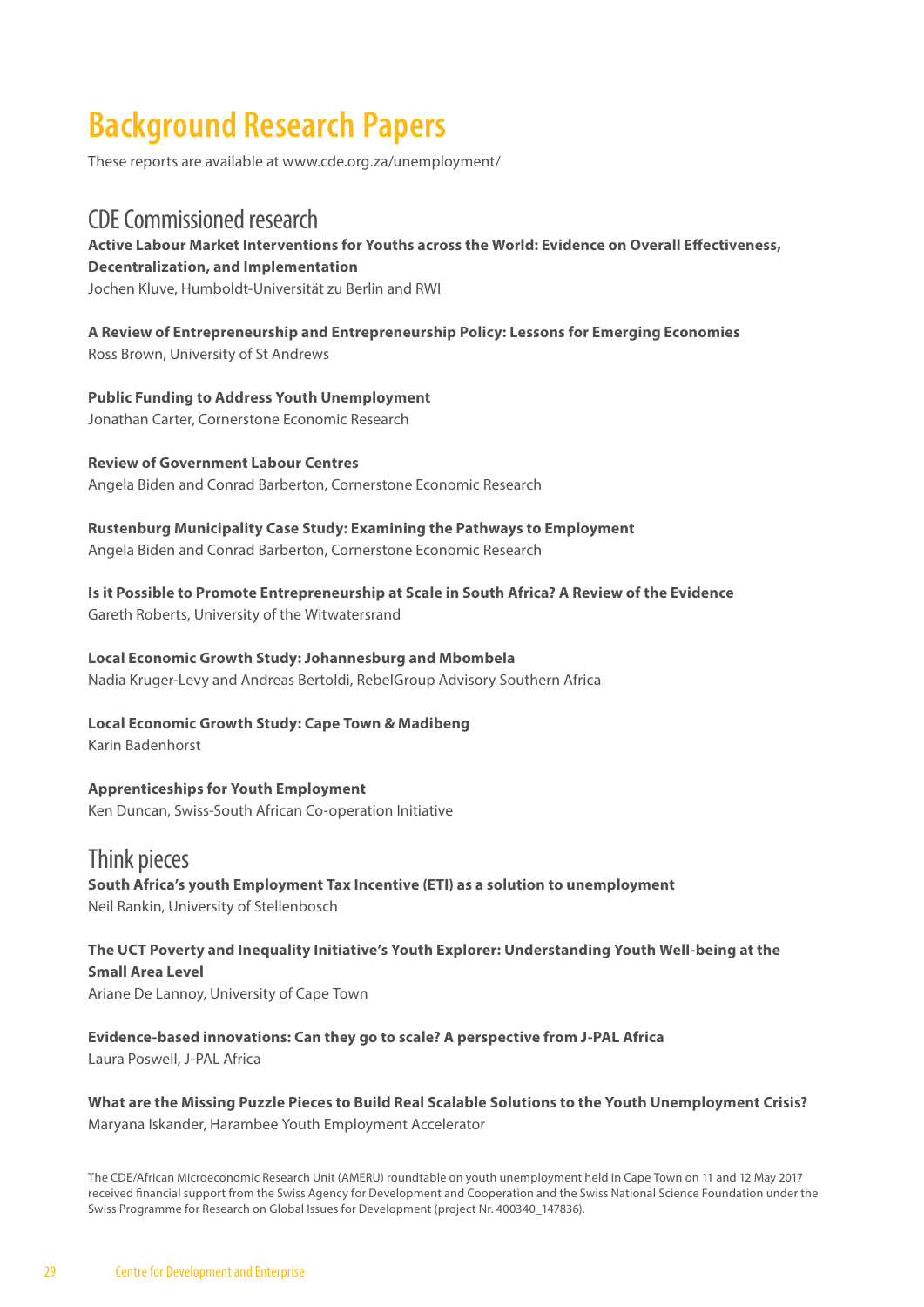# Background Research Papers

These reports are available at www.cde.org.za/unemployment/

## CDE Commissioned research

**Active Labour Market Interventions for Youths across the World: Evidence on Overall Effectiveness, Decentralization, and Implementation**
Jochen Kluve, Humboldt-Universität zu Berlin and RWI

**A Review of Entrepreneurship and Entrepreneurship Policy: Lessons for Emerging Economies**
Ross Brown, University of St Andrews

**Public Funding to Address Youth Unemployment**
Jonathan Carter, Cornerstone Economic Research

**Review of Government Labour Centres**
Angela Biden and Conrad Barberton, Cornerstone Economic Research

**Rustenburg Municipality Case Study: Examining the Pathways to Employment**
Angela Biden and Conrad Barberton, Cornerstone Economic Research

**Is it Possible to Promote Entrepreneurship at Scale in South Africa? A Review of the Evidence**
Gareth Roberts, University of the Witwatersrand

**Local Economic Growth Study: Johannesburg and Mbombela**
Nadia Kruger-Levy and Andreas Bertoldi, RebelGroup Advisory Southern Africa

**Local Economic Growth Study: Cape Town & Madibeng**
Karin Badenhorst

**Apprenticeships for Youth Employment**
Ken Duncan, Swiss-South African Co-operation Initiative

## Think pieces

**South Africa's youth Employment Tax Incentive (ETI) as a solution to unemployment**
Neil Rankin, University of Stellenbosch

**The UCT Poverty and Inequality Initiative's Youth Explorer: Understanding Youth Well-being at the Small Area Level**
Ariane De Lannoy, University of Cape Town

**Evidence-based innovations: Can they go to scale? A perspective from J-PAL Africa**
Laura Poswell, J-PAL Africa

**What are the Missing Puzzle Pieces to Build Real Scalable Solutions to the Youth Unemployment Crisis?**
Maryana Iskander, Harambee Youth Employment Accelerator

The CDE/African Microeconomic Research Unit (AMERU) roundtable on youth unemployment held in Cape Town on 11 and 12 May 2017 received financial support from the Swiss Agency for Development and Cooperation and the Swiss National Science Foundation under the Swiss Programme for Research on Global Issues for Development (project Nr. 400340_147836).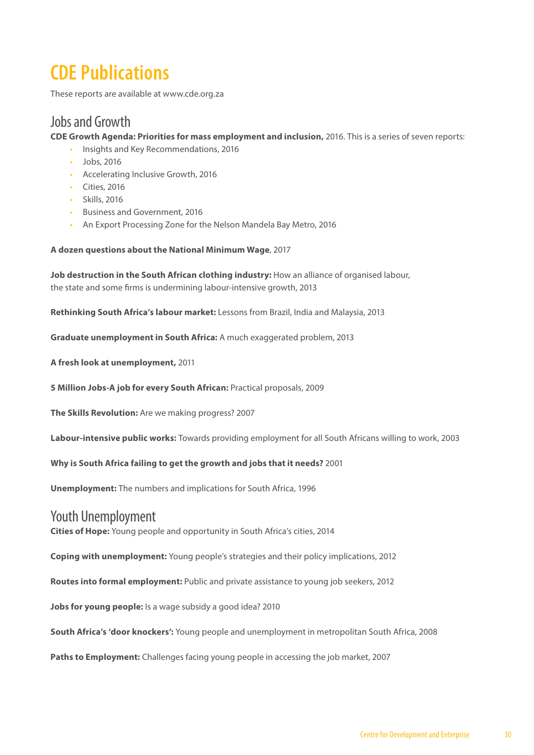# CDE Publications

These reports are available at www.cde.org.za

## Jobs and Growth

**CDE Growth Agenda: Priorities for mass employment and inclusion,** 2016. This is a series of seven reports:

- Insights and Key Recommendations, 2016
- Jobs, 2016
- Accelerating Inclusive Growth, 2016
- Cities, 2016
- Skills, 2016
- Business and Government, 2016
- An Export Processing Zone for the Nelson Mandela Bay Metro, 2016

**A dozen questions about the National Minimum Wage**, 2017

**Job destruction in the South African clothing industry:** How an alliance of organised labour, the state and some firms is undermining labour-intensive growth, 2013

**Rethinking South Africa's labour market:** Lessons from Brazil, India and Malaysia, 2013

**Graduate unemployment in South Africa:** A much exaggerated problem, 2013

**A fresh look at unemployment,** 2011

**5 Million Jobs-A job for every South African:** Practical proposals, 2009

**The Skills Revolution:** Are we making progress? 2007

**Labour-intensive public works:** Towards providing employment for all South Africans willing to work, 2003

**Why is South Africa failing to get the growth and jobs that it needs?** 2001

**Unemployment:** The numbers and implications for South Africa, 1996

## Youth Unemployment

**Cities of Hope:** Young people and opportunity in South Africa's cities, 2014

**Coping with unemployment:** Young people's strategies and their policy implications, 2012

**Routes into formal employment:** Public and private assistance to young job seekers, 2012

**Jobs for young people:** Is a wage subsidy a good idea? 2010

**South Africa's 'door knockers':** Young people and unemployment in metropolitan South Africa, 2008

**Paths to Employment:** Challenges facing young people in accessing the job market, 2007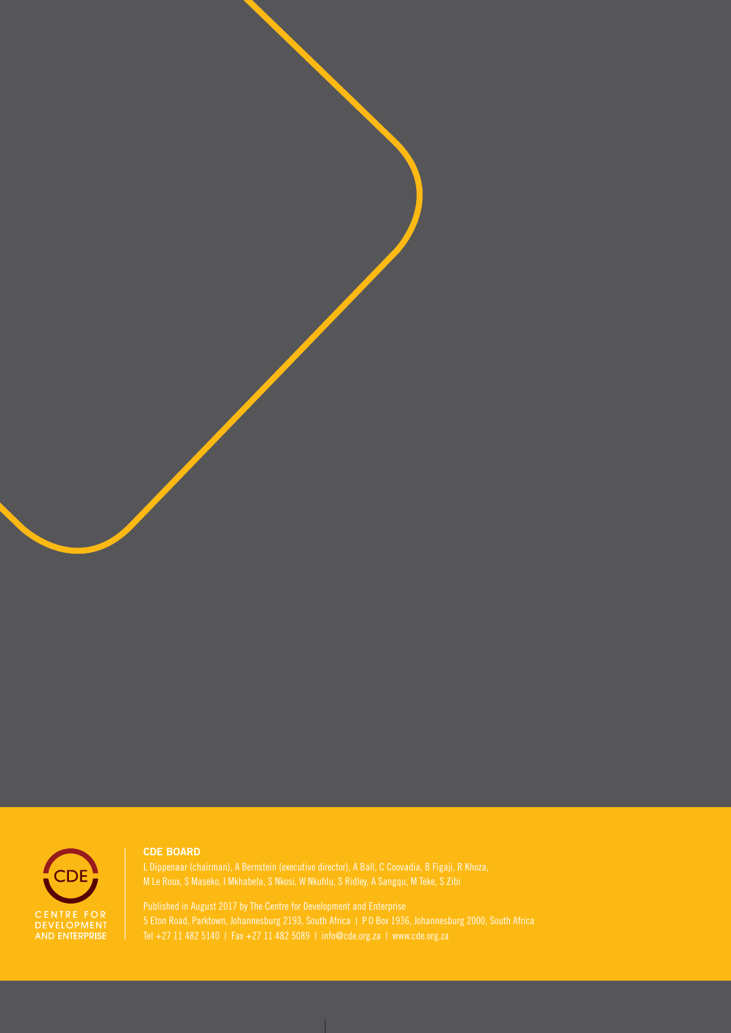CENTRE FOR DEVELOPMENT AND ENTERPRISE

**CDE BOARD**

L Dippenaar (chairman), A Bernstein (executive director), A Ball, C Coovadia, B Figaji, R Khoza, M Le Roux, S Maseko, I Mkhabela, S Nkosi, W Nkuhlu, S Ridley, A Sangqu, M Teke, S Zibi

Published in August 2017 by The Centre for Development and Enterprise
5 Eton Road, Parktown, Johannesburg 2193, South Africa | P O Box 1936, Johannesburg 2000, South Africa
Tel +27 11 482 5140 | Fax +27 11 482 5089 | info@cde.org.za | www.cde.org.za